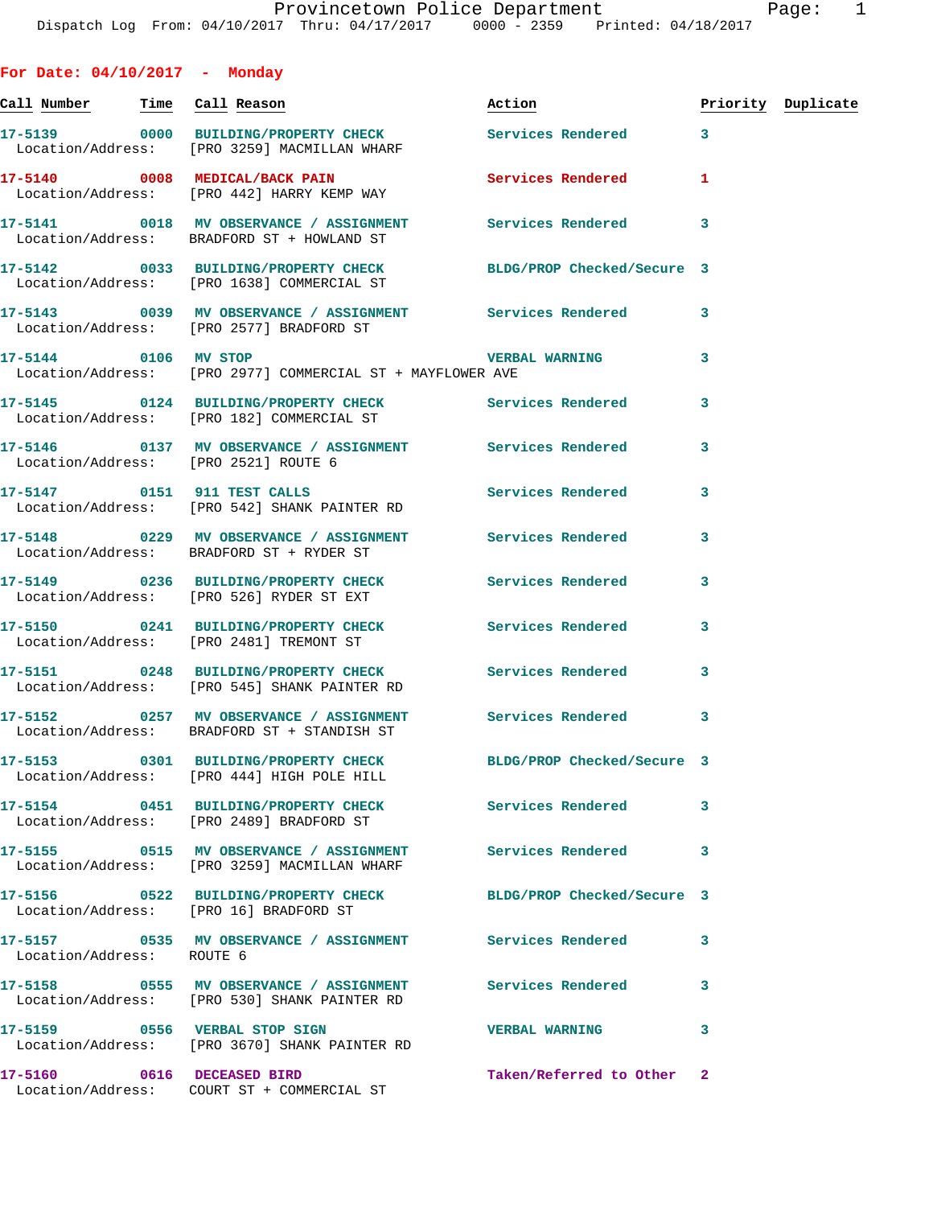Provincetown Police Department
Dispatch Log From: 04/10/2017 Thru: 04/17/2017 0000 - 2359 Printed: 04/18/2017

## For Date: 04/10/2017 - Monday

| Call Number | Time | Call Reason | Action | Priority | Duplicate |
|---|---|---|---|---|---|
| 17-5139 | 0000 | BUILDING/PROPERTY CHECK | Services Rendered | 3 | |
| Location/Address: | | [PRO 3259] MACMILLAN WHARF | | | |
| 17-5140 | 0008 | MEDICAL/BACK PAIN | Services Rendered | 1 | |
| Location/Address: | | [PRO 442] HARRY KEMP WAY | | | |
| 17-5141 | 0018 | MV OBSERVANCE / ASSIGNMENT | Services Rendered | 3 | |
| Location/Address: | | BRADFORD ST + HOWLAND ST | | | |
| 17-5142 | 0033 | BUILDING/PROPERTY CHECK | BLDG/PROP Checked/Secure | 3 | |
| Location/Address: | | [PRO 1638] COMMERCIAL ST | | | |
| 17-5143 | 0039 | MV OBSERVANCE / ASSIGNMENT | Services Rendered | 3 | |
| Location/Address: | | [PRO 2577] BRADFORD ST | | | |
| 17-5144 | 0106 | MV STOP | VERBAL WARNING | 3 | |
| Location/Address: | | [PRO 2977] COMMERCIAL ST + MAYFLOWER AVE | | | |
| 17-5145 | 0124 | BUILDING/PROPERTY CHECK | Services Rendered | 3 | |
| Location/Address: | | [PRO 182] COMMERCIAL ST | | | |
| 17-5146 | 0137 | MV OBSERVANCE / ASSIGNMENT | Services Rendered | 3 | |
| Location/Address: | | [PRO 2521] ROUTE 6 | | | |
| 17-5147 | 0151 | 911 TEST CALLS | Services Rendered | 3 | |
| Location/Address: | | [PRO 542] SHANK PAINTER RD | | | |
| 17-5148 | 0229 | MV OBSERVANCE / ASSIGNMENT | Services Rendered | 3 | |
| Location/Address: | | BRADFORD ST + RYDER ST | | | |
| 17-5149 | 0236 | BUILDING/PROPERTY CHECK | Services Rendered | 3 | |
| Location/Address: | | [PRO 526] RYDER ST EXT | | | |
| 17-5150 | 0241 | BUILDING/PROPERTY CHECK | Services Rendered | 3 | |
| Location/Address: | | [PRO 2481] TREMONT ST | | | |
| 17-5151 | 0248 | BUILDING/PROPERTY CHECK | Services Rendered | 3 | |
| Location/Address: | | [PRO 545] SHANK PAINTER RD | | | |
| 17-5152 | 0257 | MV OBSERVANCE / ASSIGNMENT | Services Rendered | 3 | |
| Location/Address: | | BRADFORD ST + STANDISH ST | | | |
| 17-5153 | 0301 | BUILDING/PROPERTY CHECK | BLDG/PROP Checked/Secure | 3 | |
| Location/Address: | | [PRO 444] HIGH POLE HILL | | | |
| 17-5154 | 0451 | BUILDING/PROPERTY CHECK | Services Rendered | 3 | |
| Location/Address: | | [PRO 2489] BRADFORD ST | | | |
| 17-5155 | 0515 | MV OBSERVANCE / ASSIGNMENT | Services Rendered | 3 | |
| Location/Address: | | [PRO 3259] MACMILLAN WHARF | | | |
| 17-5156 | 0522 | BUILDING/PROPERTY CHECK | BLDG/PROP Checked/Secure | 3 | |
| Location/Address: | | [PRO 16] BRADFORD ST | | | |
| 17-5157 | 0535 | MV OBSERVANCE / ASSIGNMENT | Services Rendered | 3 | |
| Location/Address: | | ROUTE 6 | | | |
| 17-5158 | 0555 | MV OBSERVANCE / ASSIGNMENT | Services Rendered | 3 | |
| Location/Address: | | [PRO 530] SHANK PAINTER RD | | | |
| 17-5159 | 0556 | VERBAL STOP SIGN | VERBAL WARNING | 3 | |
| Location/Address: | | [PRO 3670] SHANK PAINTER RD | | | |
| 17-5160 | 0616 | DECEASED BIRD | Taken/Referred to Other | 2 | |
| Location/Address: | | COURT ST + COMMERCIAL ST | | | |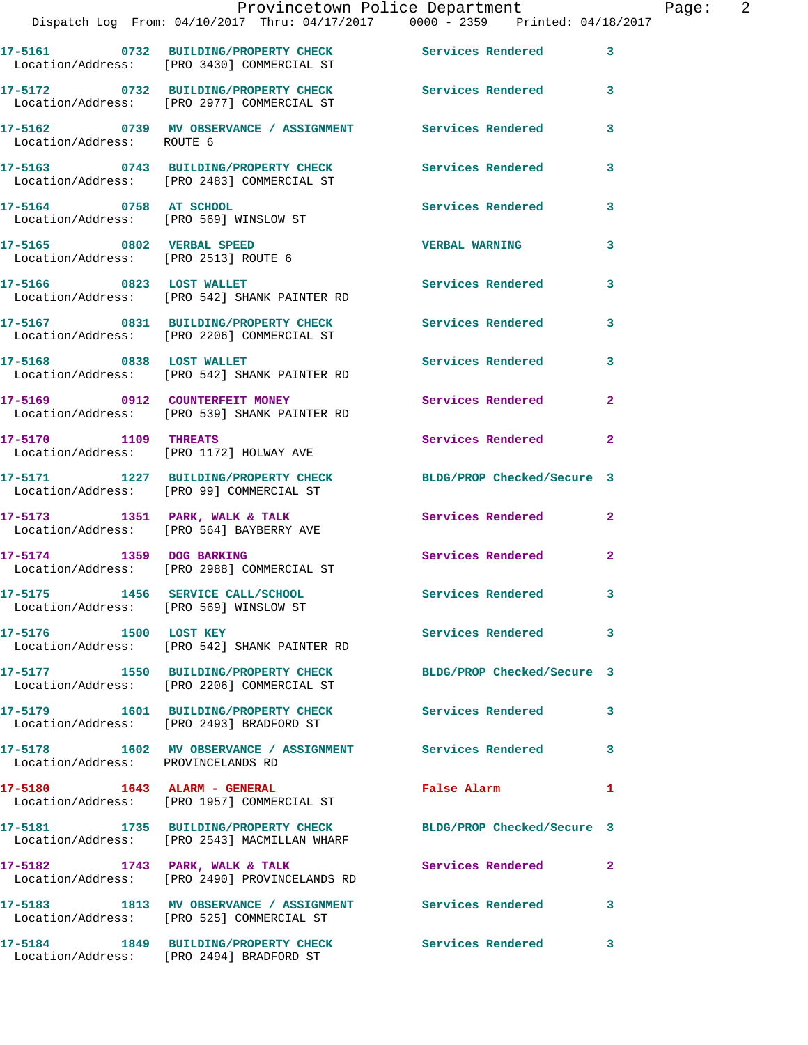17-5161 0732 BUILDING/PROPERTY CHECK Services Rendered 3
Location/Address: [PRO 3430] COMMERCIAL ST

17-5172 0732 BUILDING/PROPERTY CHECK Services Rendered 3
Location/Address: [PRO 2977] COMMERCIAL ST

17-5162 0739 MV OBSERVANCE / ASSIGNMENT Services Rendered 3
Location/Address: ROUTE 6

17-5163 0743 BUILDING/PROPERTY CHECK Services Rendered 3
Location/Address: [PRO 2483] COMMERCIAL ST

17-5164 0758 AT SCHOOL Services Rendered 3
Location/Address: [PRO 569] WINSLOW ST

17-5165 0802 VERBAL SPEED VERBAL WARNING 3
Location/Address: [PRO 2513] ROUTE 6

17-5166 0823 LOST WALLET Services Rendered 3
Location/Address: [PRO 542] SHANK PAINTER RD

17-5167 0831 BUILDING/PROPERTY CHECK Services Rendered 3
Location/Address: [PRO 2206] COMMERCIAL ST

17-5168 0838 LOST WALLET Services Rendered 3
Location/Address: [PRO 542] SHANK PAINTER RD

17-5169 0912 COUNTERFEIT MONEY Services Rendered 2
Location/Address: [PRO 539] SHANK PAINTER RD

17-5170 1109 THREATS Services Rendered 2
Location/Address: [PRO 1172] HOLWAY AVE

17-5171 1227 BUILDING/PROPERTY CHECK BLDG/PROP Checked/Secure 3
Location/Address: [PRO 99] COMMERCIAL ST

17-5173 1351 PARK, WALK & TALK Services Rendered 2
Location/Address: [PRO 564] BAYBERRY AVE

17-5174 1359 DOG BARKING Services Rendered 2
Location/Address: [PRO 2988] COMMERCIAL ST

17-5175 1456 SERVICE CALL/SCHOOL Services Rendered 3
Location/Address: [PRO 569] WINSLOW ST

17-5176 1500 LOST KEY Services Rendered 3
Location/Address: [PRO 542] SHANK PAINTER RD

17-5177 1550 BUILDING/PROPERTY CHECK BLDG/PROP Checked/Secure 3
Location/Address: [PRO 2206] COMMERCIAL ST

17-5179 1601 BUILDING/PROPERTY CHECK Services Rendered 3
Location/Address: [PRO 2493] BRADFORD ST

17-5178 1602 MV OBSERVANCE / ASSIGNMENT Services Rendered 3
Location/Address: PROVINCELANDS RD

17-5180 1643 ALARM - GENERAL False Alarm 1
Location/Address: [PRO 1957] COMMERCIAL ST

17-5181 1735 BUILDING/PROPERTY CHECK BLDG/PROP Checked/Secure 3
Location/Address: [PRO 2543] MACMILLAN WHARF

17-5182 1743 PARK, WALK & TALK Services Rendered 2
Location/Address: [PRO 2490] PROVINCELANDS RD

17-5183 1813 MV OBSERVANCE / ASSIGNMENT Services Rendered 3
Location/Address: [PRO 525] COMMERCIAL ST

17-5184 1849 BUILDING/PROPERTY CHECK Services Rendered 3
Location/Address: [PRO 2494] BRADFORD ST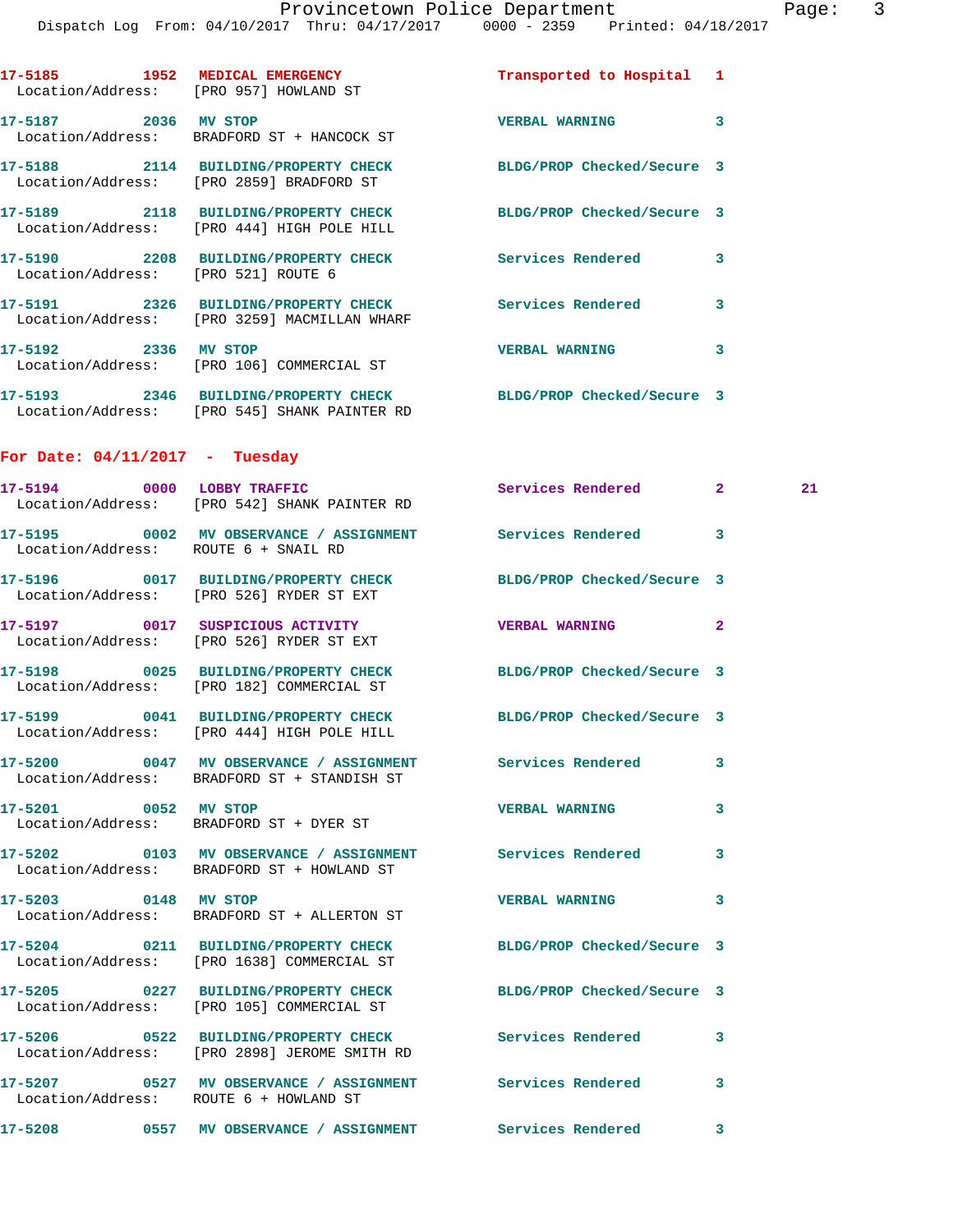17-5185 1952 MEDICAL EMERGENCY Transported to Hospital 1
Location/Address: [PRO 957] HOWLAND ST

17-5187 2036 MV STOP VERBAL WARNING 3
Location/Address: BRADFORD ST + HANCOCK ST

17-5188 2114 BUILDING/PROPERTY CHECK BLDG/PROP Checked/Secure 3
Location/Address: [PRO 2859] BRADFORD ST

17-5189 2118 BUILDING/PROPERTY CHECK BLDG/PROP Checked/Secure 3
Location/Address: [PRO 444] HIGH POLE HILL

17-5190 2208 BUILDING/PROPERTY CHECK Services Rendered 3
Location/Address: [PRO 521] ROUTE 6

17-5191 2326 BUILDING/PROPERTY CHECK Services Rendered 3
Location/Address: [PRO 3259] MACMILLAN WHARF

17-5192 2336 MV STOP VERBAL WARNING 3
Location/Address: [PRO 106] COMMERCIAL ST

17-5193 2346 BUILDING/PROPERTY CHECK BLDG/PROP Checked/Secure 3
Location/Address: [PRO 545] SHANK PAINTER RD

## For Date: 04/11/2017 - Tuesday

17-5194 0000 LOBBY TRAFFIC Services Rendered 2 21
Location/Address: [PRO 542] SHANK PAINTER RD

17-5195 0002 MV OBSERVANCE / ASSIGNMENT Services Rendered 3
Location/Address: ROUTE 6 + SNAIL RD

17-5196 0017 BUILDING/PROPERTY CHECK BLDG/PROP Checked/Secure 3
Location/Address: [PRO 526] RYDER ST EXT

17-5197 0017 SUSPICIOUS ACTIVITY VERBAL WARNING 2
Location/Address: [PRO 526] RYDER ST EXT

17-5198 0025 BUILDING/PROPERTY CHECK BLDG/PROP Checked/Secure 3
Location/Address: [PRO 182] COMMERCIAL ST

17-5199 0041 BUILDING/PROPERTY CHECK BLDG/PROP Checked/Secure 3
Location/Address: [PRO 444] HIGH POLE HILL

17-5200 0047 MV OBSERVANCE / ASSIGNMENT Services Rendered 3
Location/Address: BRADFORD ST + STANDISH ST

17-5201 0052 MV STOP VERBAL WARNING 3
Location/Address: BRADFORD ST + DYER ST

17-5202 0103 MV OBSERVANCE / ASSIGNMENT Services Rendered 3
Location/Address: BRADFORD ST + HOWLAND ST

17-5203 0148 MV STOP VERBAL WARNING 3
Location/Address: BRADFORD ST + ALLERTON ST

17-5204 0211 BUILDING/PROPERTY CHECK BLDG/PROP Checked/Secure 3
Location/Address: [PRO 1638] COMMERCIAL ST

17-5205 0227 BUILDING/PROPERTY CHECK BLDG/PROP Checked/Secure 3
Location/Address: [PRO 105] COMMERCIAL ST

17-5206 0522 BUILDING/PROPERTY CHECK Services Rendered 3
Location/Address: [PRO 2898] JEROME SMITH RD

17-5207 0527 MV OBSERVANCE / ASSIGNMENT Services Rendered 3
Location/Address: ROUTE 6 + HOWLAND ST

17-5208 0557 MV OBSERVANCE / ASSIGNMENT Services Rendered 3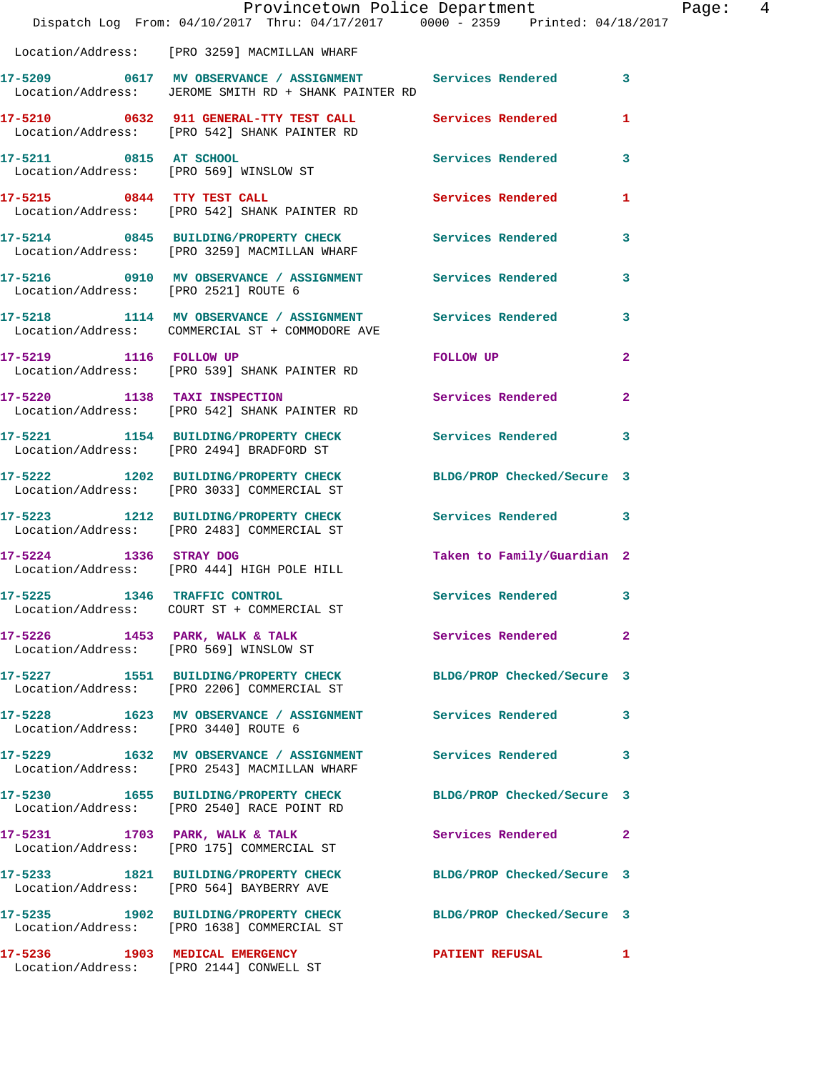Location/Address: [PRO 3259] MACMILLAN WHARF

| Call # | Time | Call Reason | Action | Priority |
|---|---|---|---|---|
| 17-5209 | 0617 | MV OBSERVANCE / ASSIGNMENT | Services Rendered | 3 |
| | | Location/Address: JEROME SMITH RD + SHANK PAINTER RD | | |
| 17-5210 | 0632 | 911 GENERAL-TTY TEST CALL | Services Rendered | 1 |
| | | Location/Address: [PRO 542] SHANK PAINTER RD | | |
| 17-5211 | 0815 | AT SCHOOL | Services Rendered | 3 |
| | | Location/Address: [PRO 569] WINSLOW ST | | |
| 17-5215 | 0844 | TTY TEST CALL | Services Rendered | 1 |
| | | Location/Address: [PRO 542] SHANK PAINTER RD | | |
| 17-5214 | 0845 | BUILDING/PROPERTY CHECK | Services Rendered | 3 |
| | | Location/Address: [PRO 3259] MACMILLAN WHARF | | |
| 17-5216 | 0910 | MV OBSERVANCE / ASSIGNMENT | Services Rendered | 3 |
| | | Location/Address: [PRO 2521] ROUTE 6 | | |
| 17-5218 | 1114 | MV OBSERVANCE / ASSIGNMENT | Services Rendered | 3 |
| | | Location/Address: COMMERCIAL ST + COMMODORE AVE | | |
| 17-5219 | 1116 | FOLLOW UP | FOLLOW UP | 2 |
| | | Location/Address: [PRO 539] SHANK PAINTER RD | | |
| 17-5220 | 1138 | TAXI INSPECTION | Services Rendered | 2 |
| | | Location/Address: [PRO 542] SHANK PAINTER RD | | |
| 17-5221 | 1154 | BUILDING/PROPERTY CHECK | Services Rendered | 3 |
| | | Location/Address: [PRO 2494] BRADFORD ST | | |
| 17-5222 | 1202 | BUILDING/PROPERTY CHECK | BLDG/PROP Checked/Secure | 3 |
| | | Location/Address: [PRO 3033] COMMERCIAL ST | | |
| 17-5223 | 1212 | BUILDING/PROPERTY CHECK | Services Rendered | 3 |
| | | Location/Address: [PRO 2483] COMMERCIAL ST | | |
| 17-5224 | 1336 | STRAY DOG | Taken to Family/Guardian | 2 |
| | | Location/Address: [PRO 444] HIGH POLE HILL | | |
| 17-5225 | 1346 | TRAFFIC CONTROL | Services Rendered | 3 |
| | | Location/Address: COURT ST + COMMERCIAL ST | | |
| 17-5226 | 1453 | PARK, WALK & TALK | Services Rendered | 2 |
| | | Location/Address: [PRO 569] WINSLOW ST | | |
| 17-5227 | 1551 | BUILDING/PROPERTY CHECK | BLDG/PROP Checked/Secure | 3 |
| | | Location/Address: [PRO 2206] COMMERCIAL ST | | |
| 17-5228 | 1623 | MV OBSERVANCE / ASSIGNMENT | Services Rendered | 3 |
| | | Location/Address: [PRO 3440] ROUTE 6 | | |
| 17-5229 | 1632 | MV OBSERVANCE / ASSIGNMENT | Services Rendered | 3 |
| | | Location/Address: [PRO 2543] MACMILLAN WHARF | | |
| 17-5230 | 1655 | BUILDING/PROPERTY CHECK | BLDG/PROP Checked/Secure | 3 |
| | | Location/Address: [PRO 2540] RACE POINT RD | | |
| 17-5231 | 1703 | PARK, WALK & TALK | Services Rendered | 2 |
| | | Location/Address: [PRO 175] COMMERCIAL ST | | |
| 17-5233 | 1821 | BUILDING/PROPERTY CHECK | BLDG/PROP Checked/Secure | 3 |
| | | Location/Address: [PRO 564] BAYBERRY AVE | | |
| 17-5235 | 1902 | BUILDING/PROPERTY CHECK | BLDG/PROP Checked/Secure | 3 |
| | | Location/Address: [PRO 1638] COMMERCIAL ST | | |
| 17-5236 | 1903 | MEDICAL EMERGENCY | PATIENT REFUSAL | 1 |
| | | Location/Address: [PRO 2144] CONWELL ST | | |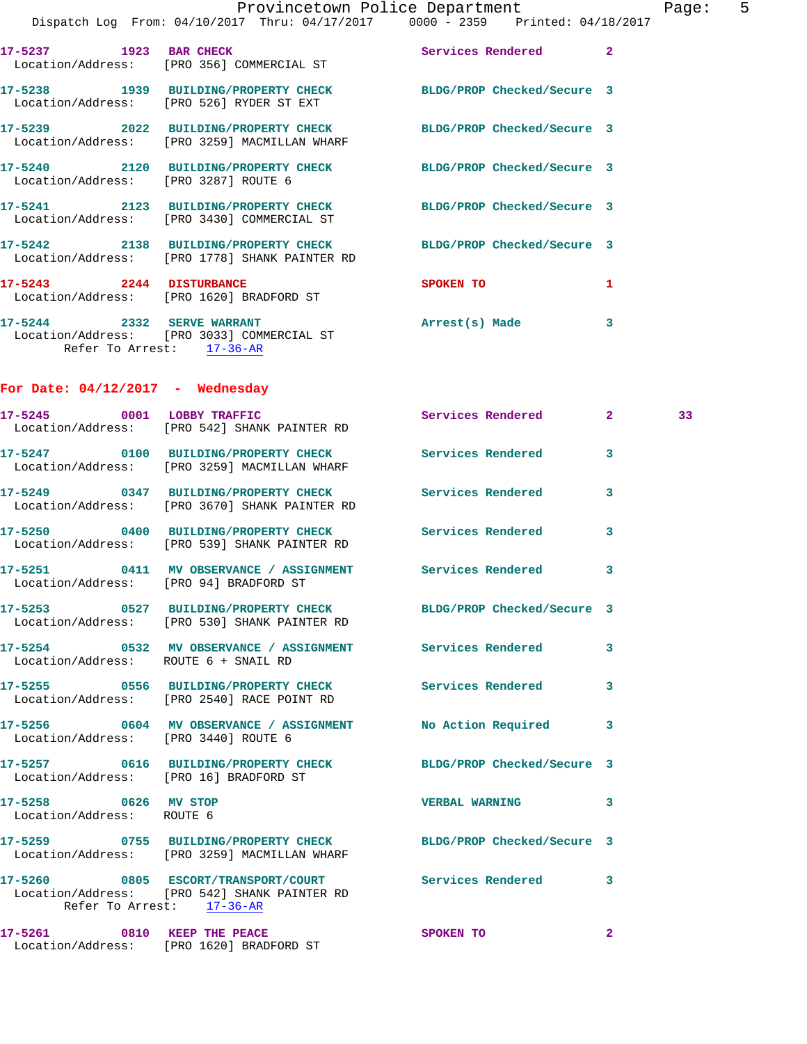**17-5237** 1923 **BAR CHECK** Services Rendered 2
Location/Address: [PRO 356] COMMERCIAL ST

**17-5238** 1939 **BUILDING/PROPERTY CHECK** BLDG/PROP Checked/Secure 3
Location/Address: [PRO 526] RYDER ST EXT

**17-5239** 2022 **BUILDING/PROPERTY CHECK** BLDG/PROP Checked/Secure 3
Location/Address: [PRO 3259] MACMILLAN WHARF

**17-5240** 2120 **BUILDING/PROPERTY CHECK** BLDG/PROP Checked/Secure 3
Location/Address: [PRO 3287] ROUTE 6

**17-5241** 2123 **BUILDING/PROPERTY CHECK** BLDG/PROP Checked/Secure 3
Location/Address: [PRO 3430] COMMERCIAL ST

**17-5242** 2138 **BUILDING/PROPERTY CHECK** BLDG/PROP Checked/Secure 3
Location/Address: [PRO 1778] SHANK PAINTER RD

**17-5243** 2244 **DISTURBANCE** SPOKEN TO 1
Location/Address: [PRO 1620] BRADFORD ST

**17-5244** 2332 **SERVE WARRANT** Arrest(s) Made 3
Location/Address: [PRO 3033] COMMERCIAL ST
Refer To Arrest: 17-36-AR

## For Date: 04/12/2017 - Wednesday

**17-5245** 0001 **LOBBY TRAFFIC** Services Rendered 2 33
Location/Address: [PRO 542] SHANK PAINTER RD

**17-5247** 0100 **BUILDING/PROPERTY CHECK** Services Rendered 3
Location/Address: [PRO 3259] MACMILLAN WHARF

**17-5249** 0347 **BUILDING/PROPERTY CHECK** Services Rendered 3
Location/Address: [PRO 3670] SHANK PAINTER RD

**17-5250** 0400 **BUILDING/PROPERTY CHECK** Services Rendered 3
Location/Address: [PRO 539] SHANK PAINTER RD

**17-5251** 0411 **MV OBSERVANCE / ASSIGNMENT** Services Rendered 3
Location/Address: [PRO 94] BRADFORD ST

**17-5253** 0527 **BUILDING/PROPERTY CHECK** BLDG/PROP Checked/Secure 3
Location/Address: [PRO 530] SHANK PAINTER RD

**17-5254** 0532 **MV OBSERVANCE / ASSIGNMENT** Services Rendered 3
Location/Address: ROUTE 6 + SNAIL RD

**17-5255** 0556 **BUILDING/PROPERTY CHECK** Services Rendered 3
Location/Address: [PRO 2540] RACE POINT RD

**17-5256** 0604 **MV OBSERVANCE / ASSIGNMENT** No Action Required 3
Location/Address: [PRO 3440] ROUTE 6

**17-5257** 0616 **BUILDING/PROPERTY CHECK** BLDG/PROP Checked/Secure 3
Location/Address: [PRO 16] BRADFORD ST

**17-5258** 0626 **MV STOP** VERBAL WARNING 3
Location/Address: ROUTE 6

**17-5259** 0755 **BUILDING/PROPERTY CHECK** BLDG/PROP Checked/Secure 3
Location/Address: [PRO 3259] MACMILLAN WHARF

**17-5260** 0805 **ESCORT/TRANSPORT/COURT** Services Rendered 3
Location/Address: [PRO 542] SHANK PAINTER RD
Refer To Arrest: 17-36-AR

**17-5261** 0810 **KEEP THE PEACE** SPOKEN TO 2
Location/Address: [PRO 1620] BRADFORD ST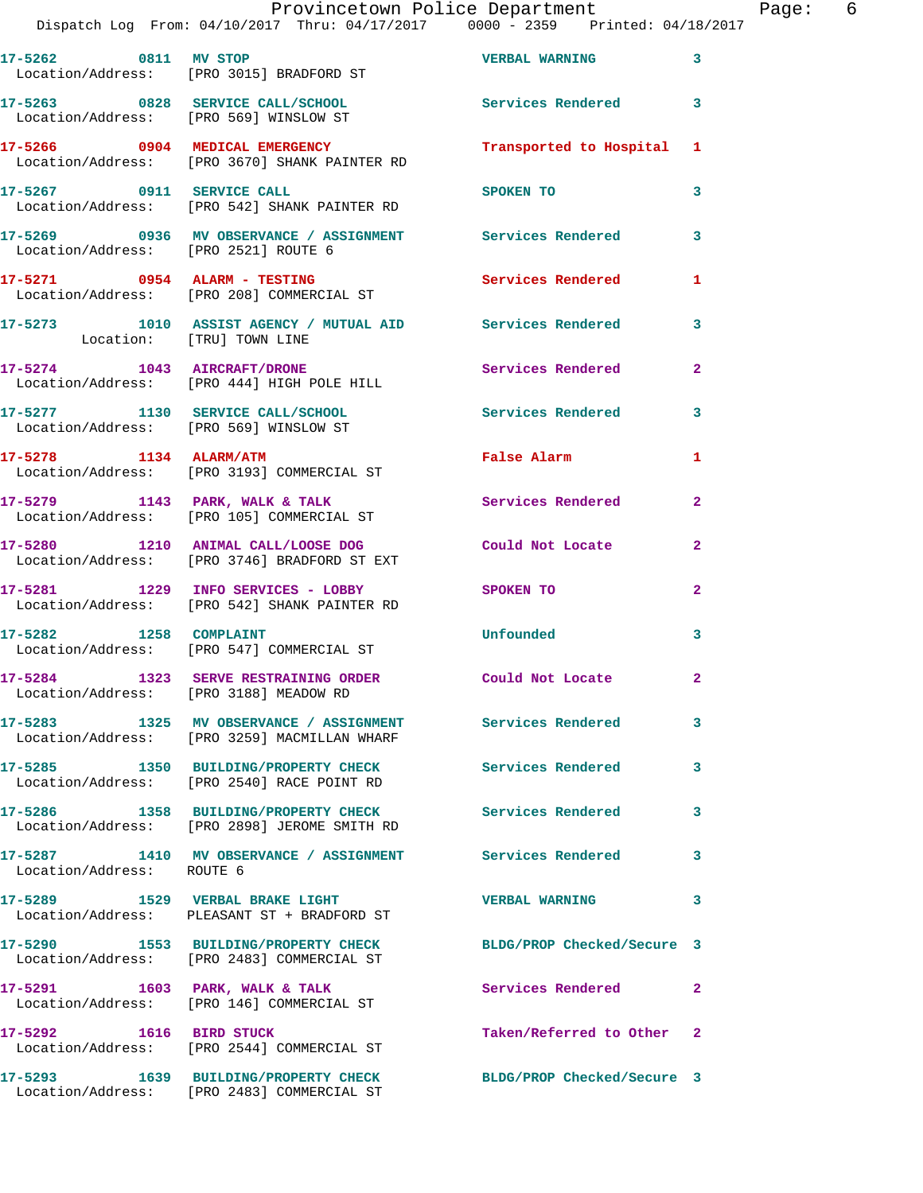17-5262 0811 MV STOP VERBAL WARNING 3
Location/Address: [PRO 3015] BRADFORD ST

17-5263 0828 SERVICE CALL/SCHOOL Services Rendered 3
Location/Address: [PRO 569] WINSLOW ST

17-5266 0904 MEDICAL EMERGENCY Transported to Hospital 1
Location/Address: [PRO 3670] SHANK PAINTER RD

17-5267 0911 SERVICE CALL SPOKEN TO 3
Location/Address: [PRO 542] SHANK PAINTER RD

17-5269 0936 MV OBSERVANCE / ASSIGNMENT Services Rendered 3
Location/Address: [PRO 2521] ROUTE 6

17-5271 0954 ALARM - TESTING Services Rendered 1
Location/Address: [PRO 208] COMMERCIAL ST

17-5273 1010 ASSIST AGENCY / MUTUAL AID Services Rendered 3
Location: [TRU] TOWN LINE

17-5274 1043 AIRCRAFT/DRONE Services Rendered 2
Location/Address: [PRO 444] HIGH POLE HILL

17-5277 1130 SERVICE CALL/SCHOOL Services Rendered 3
Location/Address: [PRO 569] WINSLOW ST

17-5278 1134 ALARM/ATM False Alarm 1
Location/Address: [PRO 3193] COMMERCIAL ST

17-5279 1143 PARK, WALK & TALK Services Rendered 2
Location/Address: [PRO 105] COMMERCIAL ST

17-5280 1210 ANIMAL CALL/LOOSE DOG Could Not Locate 2
Location/Address: [PRO 3746] BRADFORD ST EXT

17-5281 1229 INFO SERVICES - LOBBY SPOKEN TO 2
Location/Address: [PRO 542] SHANK PAINTER RD

17-5282 1258 COMPLAINT Unfounded 3
Location/Address: [PRO 547] COMMERCIAL ST

17-5284 1323 SERVE RESTRAINING ORDER Could Not Locate 2
Location/Address: [PRO 3188] MEADOW RD

17-5283 1325 MV OBSERVANCE / ASSIGNMENT Services Rendered 3
Location/Address: [PRO 3259] MACMILLAN WHARF

17-5285 1350 BUILDING/PROPERTY CHECK Services Rendered 3
Location/Address: [PRO 2540] RACE POINT RD

17-5286 1358 BUILDING/PROPERTY CHECK Services Rendered 3
Location/Address: [PRO 2898] JEROME SMITH RD

17-5287 1410 MV OBSERVANCE / ASSIGNMENT Services Rendered 3
Location/Address: ROUTE 6

17-5289 1529 VERBAL BRAKE LIGHT VERBAL WARNING 3
Location/Address: PLEASANT ST + BRADFORD ST

17-5290 1553 BUILDING/PROPERTY CHECK BLDG/PROP Checked/Secure 3
Location/Address: [PRO 2483] COMMERCIAL ST

17-5291 1603 PARK, WALK & TALK Services Rendered 2
Location/Address: [PRO 146] COMMERCIAL ST

17-5292 1616 BIRD STUCK Taken/Referred to Other 2
Location/Address: [PRO 2544] COMMERCIAL ST

17-5293 1639 BUILDING/PROPERTY CHECK BLDG/PROP Checked/Secure 3
Location/Address: [PRO 2483] COMMERCIAL ST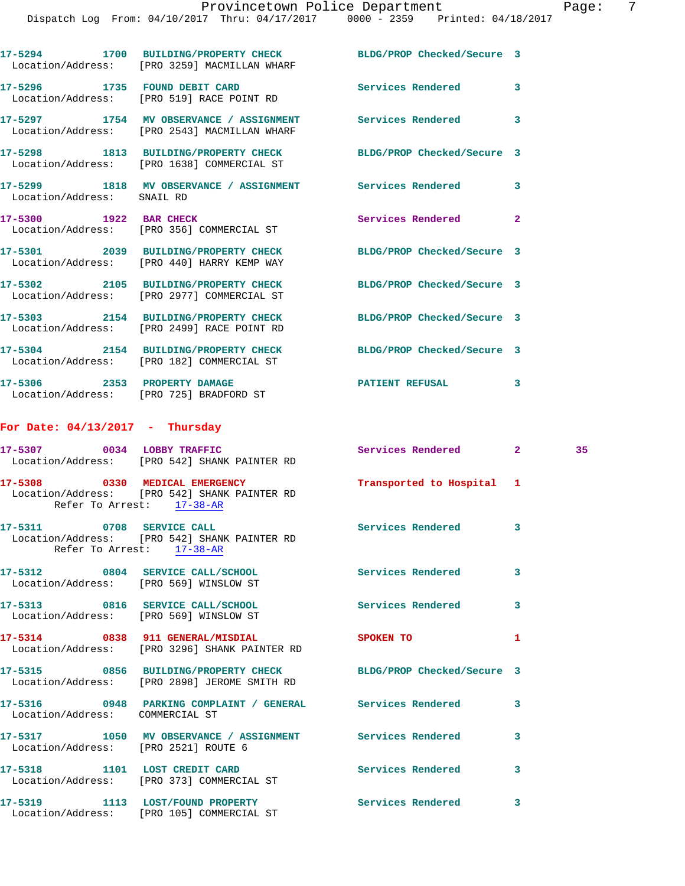17-5294 1700 BUILDING/PROPERTY CHECK BLDG/PROP Checked/Secure 3
Location/Address: [PRO 3259] MACMILLAN WHARF

17-5296 1735 FOUND DEBIT CARD Services Rendered 3
Location/Address: [PRO 519] RACE POINT RD

17-5297 1754 MV OBSERVANCE / ASSIGNMENT Services Rendered 3
Location/Address: [PRO 2543] MACMILLAN WHARF

17-5298 1813 BUILDING/PROPERTY CHECK BLDG/PROP Checked/Secure 3
Location/Address: [PRO 1638] COMMERCIAL ST

17-5299 1818 MV OBSERVANCE / ASSIGNMENT Services Rendered 3
Location/Address: SNAIL RD

17-5300 1922 BAR CHECK Services Rendered 2
Location/Address: [PRO 356] COMMERCIAL ST

17-5301 2039 BUILDING/PROPERTY CHECK BLDG/PROP Checked/Secure 3
Location/Address: [PRO 440] HARRY KEMP WAY

17-5302 2105 BUILDING/PROPERTY CHECK BLDG/PROP Checked/Secure 3
Location/Address: [PRO 2977] COMMERCIAL ST

17-5303 2154 BUILDING/PROPERTY CHECK BLDG/PROP Checked/Secure 3
Location/Address: [PRO 2499] RACE POINT RD

17-5304 2154 BUILDING/PROPERTY CHECK BLDG/PROP Checked/Secure 3
Location/Address: [PRO 182] COMMERCIAL ST

17-5306 2353 PROPERTY DAMAGE PATIENT REFUSAL 3
Location/Address: [PRO 725] BRADFORD ST

## For Date: 04/13/2017 - Thursday

17-5307 0034 LOBBY TRAFFIC Services Rendered 2 35
Location/Address: [PRO 542] SHANK PAINTER RD

17-5308 0330 MEDICAL EMERGENCY Transported to Hospital 1
Location/Address: [PRO 542] SHANK PAINTER RD
Refer To Arrest: 17-38-AR

17-5311 0708 SERVICE CALL Services Rendered 3
Location/Address: [PRO 542] SHANK PAINTER RD
Refer To Arrest: 17-38-AR

17-5312 0804 SERVICE CALL/SCHOOL Services Rendered 3
Location/Address: [PRO 569] WINSLOW ST

17-5313 0816 SERVICE CALL/SCHOOL Services Rendered 3
Location/Address: [PRO 569] WINSLOW ST

17-5314 0838 911 GENERAL/MISDIAL SPOKEN TO 1
Location/Address: [PRO 3296] SHANK PAINTER RD

17-5315 0856 BUILDING/PROPERTY CHECK BLDG/PROP Checked/Secure 3
Location/Address: [PRO 2898] JEROME SMITH RD

17-5316 0948 PARKING COMPLAINT / GENERAL Services Rendered 3
Location/Address: COMMERCIAL ST

17-5317 1050 MV OBSERVANCE / ASSIGNMENT Services Rendered 3
Location/Address: [PRO 2521] ROUTE 6

17-5318 1101 LOST CREDIT CARD Services Rendered 3
Location/Address: [PRO 373] COMMERCIAL ST

17-5319 1113 LOST/FOUND PROPERTY Services Rendered 3
Location/Address: [PRO 105] COMMERCIAL ST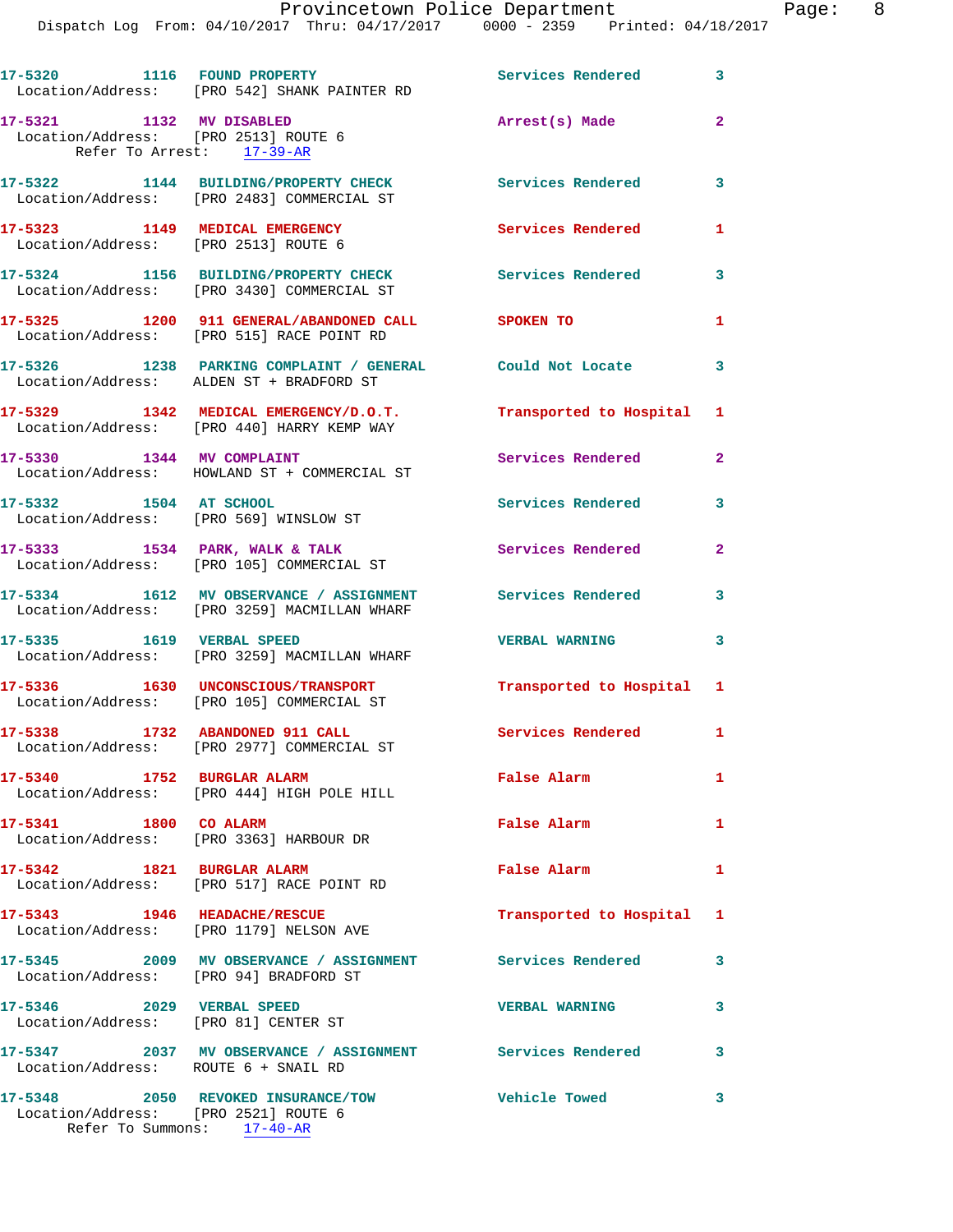17-5320 1116 FOUND PROPERTY Services Rendered 3
Location/Address: [PRO 542] SHANK PAINTER RD

17-5321 1132 MV DISABLED Arrest(s) Made 2
Location/Address: [PRO 2513] ROUTE 6
Refer To Arrest: 17-39-AR

17-5322 1144 BUILDING/PROPERTY CHECK Services Rendered 3
Location/Address: [PRO 2483] COMMERCIAL ST

17-5323 1149 MEDICAL EMERGENCY Services Rendered 1
Location/Address: [PRO 2513] ROUTE 6

17-5324 1156 BUILDING/PROPERTY CHECK Services Rendered 3
Location/Address: [PRO 3430] COMMERCIAL ST

17-5325 1200 911 GENERAL/ABANDONED CALL SPOKEN TO 1
Location/Address: [PRO 515] RACE POINT RD

17-5326 1238 PARKING COMPLAINT / GENERAL Could Not Locate 3
Location/Address: ALDEN ST + BRADFORD ST

17-5329 1342 MEDICAL EMERGENCY/D.O.T. Transported to Hospital 1
Location/Address: [PRO 440] HARRY KEMP WAY

17-5330 1344 MV COMPLAINT Services Rendered 2
Location/Address: HOWLAND ST + COMMERCIAL ST

17-5332 1504 AT SCHOOL Services Rendered 3
Location/Address: [PRO 569] WINSLOW ST

17-5333 1534 PARK, WALK & TALK Services Rendered 2
Location/Address: [PRO 105] COMMERCIAL ST

17-5334 1612 MV OBSERVANCE / ASSIGNMENT Services Rendered 3
Location/Address: [PRO 3259] MACMILLAN WHARF

17-5335 1619 VERBAL SPEED VERBAL WARNING 3
Location/Address: [PRO 3259] MACMILLAN WHARF

17-5336 1630 UNCONSCIOUS/TRANSPORT Transported to Hospital 1
Location/Address: [PRO 105] COMMERCIAL ST

17-5338 1732 ABANDONED 911 CALL Services Rendered 1
Location/Address: [PRO 2977] COMMERCIAL ST

17-5340 1752 BURGLAR ALARM False Alarm 1
Location/Address: [PRO 444] HIGH POLE HILL

17-5341 1800 CO ALARM False Alarm 1
Location/Address: [PRO 3363] HARBOUR DR

17-5342 1821 BURGLAR ALARM False Alarm 1
Location/Address: [PRO 517] RACE POINT RD

17-5343 1946 HEADACHE/RESCUE Transported to Hospital 1
Location/Address: [PRO 1179] NELSON AVE

17-5345 2009 MV OBSERVANCE / ASSIGNMENT Services Rendered 3
Location/Address: [PRO 94] BRADFORD ST

17-5346 2029 VERBAL SPEED VERBAL WARNING 3
Location/Address: [PRO 81] CENTER ST

17-5347 2037 MV OBSERVANCE / ASSIGNMENT Services Rendered 3
Location/Address: ROUTE 6 + SNAIL RD

17-5348 2050 REVOKED INSURANCE/TOW Vehicle Towed 3
Location/Address: [PRO 2521] ROUTE 6
Refer To Summons: 17-40-AR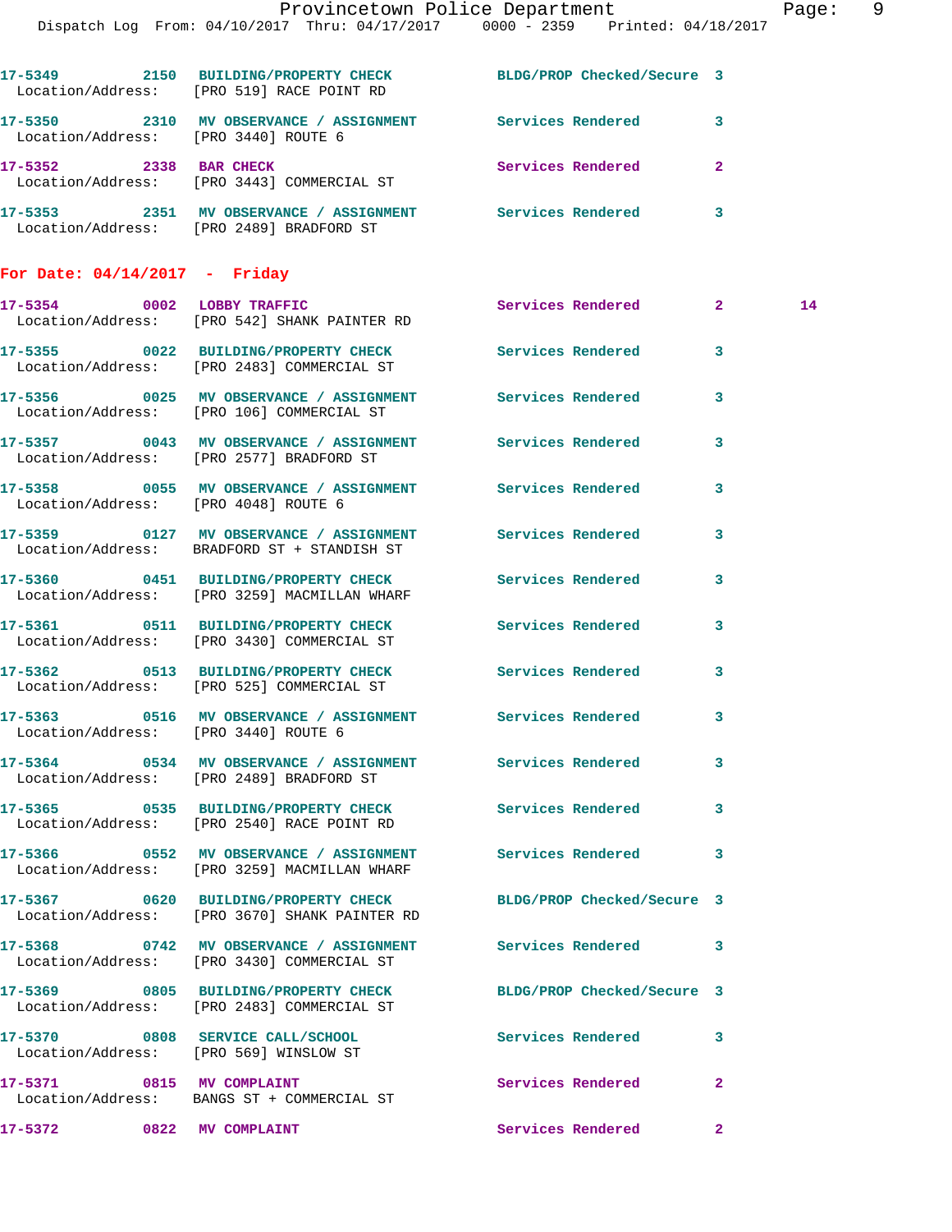17-5349 2150 **BUILDING/PROPERTY CHECK** BLDG/PROP Checked/Secure 3
Location/Address: [PRO 519] RACE POINT RD

17-5350 2310 **MV OBSERVANCE / ASSIGNMENT** Services Rendered 3
Location/Address: [PRO 3440] ROUTE 6

17-5352 2338 **BAR CHECK** Services Rendered 2
Location/Address: [PRO 3443] COMMERCIAL ST

17-5353 2351 **MV OBSERVANCE / ASSIGNMENT** Services Rendered 3
Location/Address: [PRO 2489] BRADFORD ST

## For Date: 04/14/2017 - Friday

17-5354 0002 **LOBBY TRAFFIC** Services Rendered 2 14
Location/Address: [PRO 542] SHANK PAINTER RD

17-5355 0022 **BUILDING/PROPERTY CHECK** Services Rendered 3
Location/Address: [PRO 2483] COMMERCIAL ST

17-5356 0025 **MV OBSERVANCE / ASSIGNMENT** Services Rendered 3
Location/Address: [PRO 106] COMMERCIAL ST

17-5357 0043 **MV OBSERVANCE / ASSIGNMENT** Services Rendered 3
Location/Address: [PRO 2577] BRADFORD ST

17-5358 0055 **MV OBSERVANCE / ASSIGNMENT** Services Rendered 3
Location/Address: [PRO 4048] ROUTE 6

17-5359 0127 **MV OBSERVANCE / ASSIGNMENT** Services Rendered 3
Location/Address: BRADFORD ST + STANDISH ST

17-5360 0451 **BUILDING/PROPERTY CHECK** Services Rendered 3
Location/Address: [PRO 3259] MACMILLAN WHARF

17-5361 0511 **BUILDING/PROPERTY CHECK** Services Rendered 3
Location/Address: [PRO 3430] COMMERCIAL ST

17-5362 0513 **BUILDING/PROPERTY CHECK** Services Rendered 3
Location/Address: [PRO 525] COMMERCIAL ST

17-5363 0516 **MV OBSERVANCE / ASSIGNMENT** Services Rendered 3
Location/Address: [PRO 3440] ROUTE 6

17-5364 0534 **MV OBSERVANCE / ASSIGNMENT** Services Rendered 3
Location/Address: [PRO 2489] BRADFORD ST

17-5365 0535 **BUILDING/PROPERTY CHECK** Services Rendered 3
Location/Address: [PRO 2540] RACE POINT RD

17-5366 0552 **MV OBSERVANCE / ASSIGNMENT** Services Rendered 3
Location/Address: [PRO 3259] MACMILLAN WHARF

17-5367 0620 **BUILDING/PROPERTY CHECK** BLDG/PROP Checked/Secure 3
Location/Address: [PRO 3670] SHANK PAINTER RD

17-5368 0742 **MV OBSERVANCE / ASSIGNMENT** Services Rendered 3
Location/Address: [PRO 3430] COMMERCIAL ST

17-5369 0805 **BUILDING/PROPERTY CHECK** BLDG/PROP Checked/Secure 3
Location/Address: [PRO 2483] COMMERCIAL ST

17-5370 0808 **SERVICE CALL/SCHOOL** Services Rendered 3
Location/Address: [PRO 569] WINSLOW ST

17-5371 0815 **MV COMPLAINT** Services Rendered 2
Location/Address: BANGS ST + COMMERCIAL ST

17-5372 0822 **MV COMPLAINT** Services Rendered 2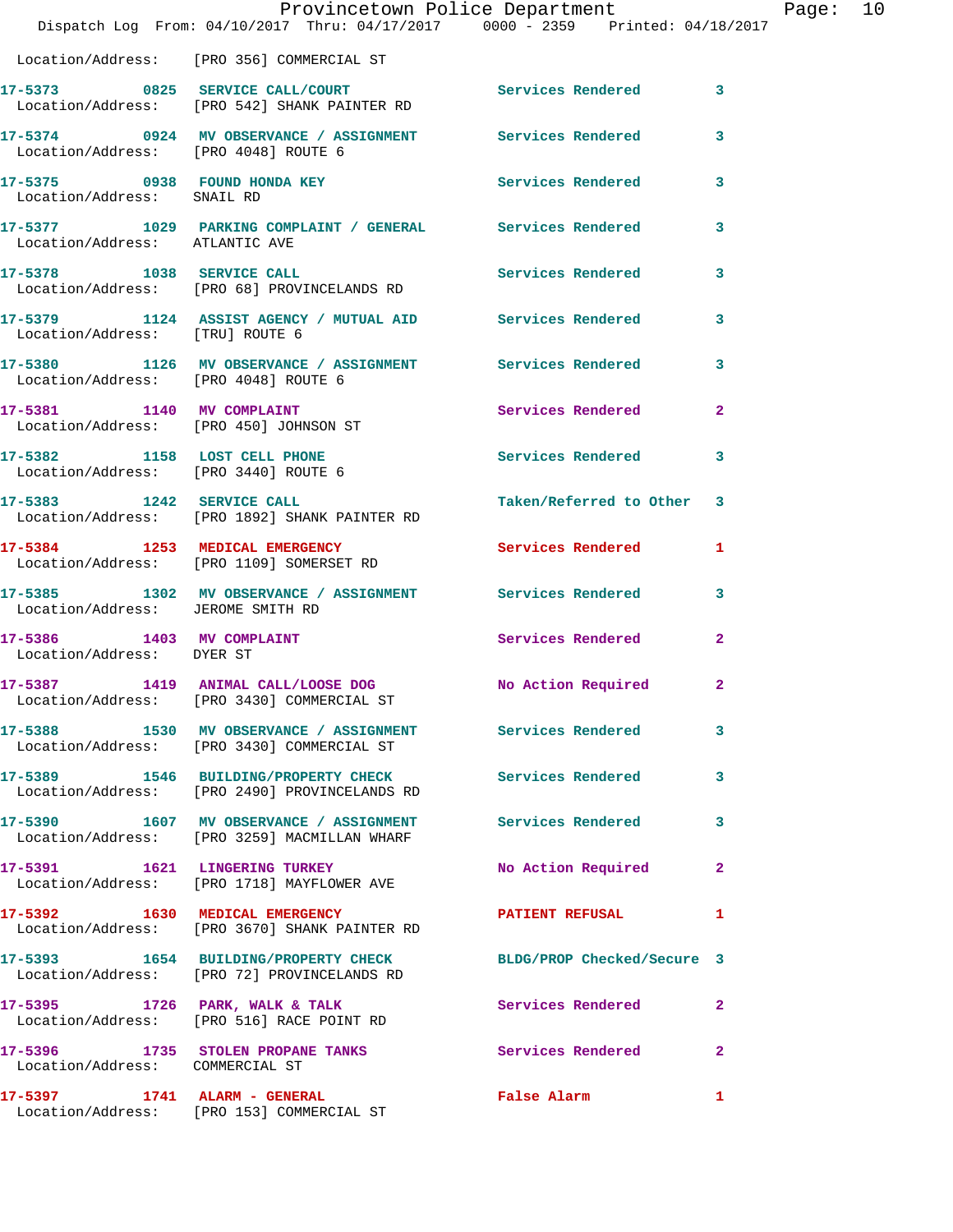Location/Address: [PRO 356] COMMERCIAL ST

17-5373 0825 SERVICE CALL/COURT Services Rendered 3
Location/Address: [PRO 542] SHANK PAINTER RD

17-5374 0924 MV OBSERVANCE / ASSIGNMENT Services Rendered 3
Location/Address: [PRO 4048] ROUTE 6

17-5375 0938 FOUND HONDA KEY Services Rendered 3
Location/Address: SNAIL RD

17-5377 1029 PARKING COMPLAINT / GENERAL Services Rendered 3
Location/Address: ATLANTIC AVE

17-5378 1038 SERVICE CALL Services Rendered 3
Location/Address: [PRO 68] PROVINCELANDS RD

17-5379 1124 ASSIST AGENCY / MUTUAL AID Services Rendered 3
Location/Address: [TRU] ROUTE 6

17-5380 1126 MV OBSERVANCE / ASSIGNMENT Services Rendered 3
Location/Address: [PRO 4048] ROUTE 6

17-5381 1140 MV COMPLAINT Services Rendered 2
Location/Address: [PRO 450] JOHNSON ST

17-5382 1158 LOST CELL PHONE Services Rendered 3
Location/Address: [PRO 3440] ROUTE 6

17-5383 1242 SERVICE CALL Taken/Referred to Other 3
Location/Address: [PRO 1892] SHANK PAINTER RD

17-5384 1253 MEDICAL EMERGENCY Services Rendered 1
Location/Address: [PRO 1109] SOMERSET RD

17-5385 1302 MV OBSERVANCE / ASSIGNMENT Services Rendered 3
Location/Address: JEROME SMITH RD

17-5386 1403 MV COMPLAINT Services Rendered 2
Location/Address: DYER ST

17-5387 1419 ANIMAL CALL/LOOSE DOG No Action Required 2
Location/Address: [PRO 3430] COMMERCIAL ST

17-5388 1530 MV OBSERVANCE / ASSIGNMENT Services Rendered 3
Location/Address: [PRO 3430] COMMERCIAL ST

17-5389 1546 BUILDING/PROPERTY CHECK Services Rendered 3
Location/Address: [PRO 2490] PROVINCELANDS RD

17-5390 1607 MV OBSERVANCE / ASSIGNMENT Services Rendered 3
Location/Address: [PRO 3259] MACMILLAN WHARF

17-5391 1621 LINGERING TURKEY No Action Required 2
Location/Address: [PRO 1718] MAYFLOWER AVE

17-5392 1630 MEDICAL EMERGENCY PATIENT REFUSAL 1
Location/Address: [PRO 3670] SHANK PAINTER RD

17-5393 1654 BUILDING/PROPERTY CHECK BLDG/PROP Checked/Secure 3
Location/Address: [PRO 72] PROVINCELANDS RD

17-5395 1726 PARK, WALK & TALK Services Rendered 2
Location/Address: [PRO 516] RACE POINT RD

17-5396 1735 STOLEN PROPANE TANKS Services Rendered 2
Location/Address: COMMERCIAL ST

17-5397 1741 ALARM - GENERAL False Alarm 1
Location/Address: [PRO 153] COMMERCIAL ST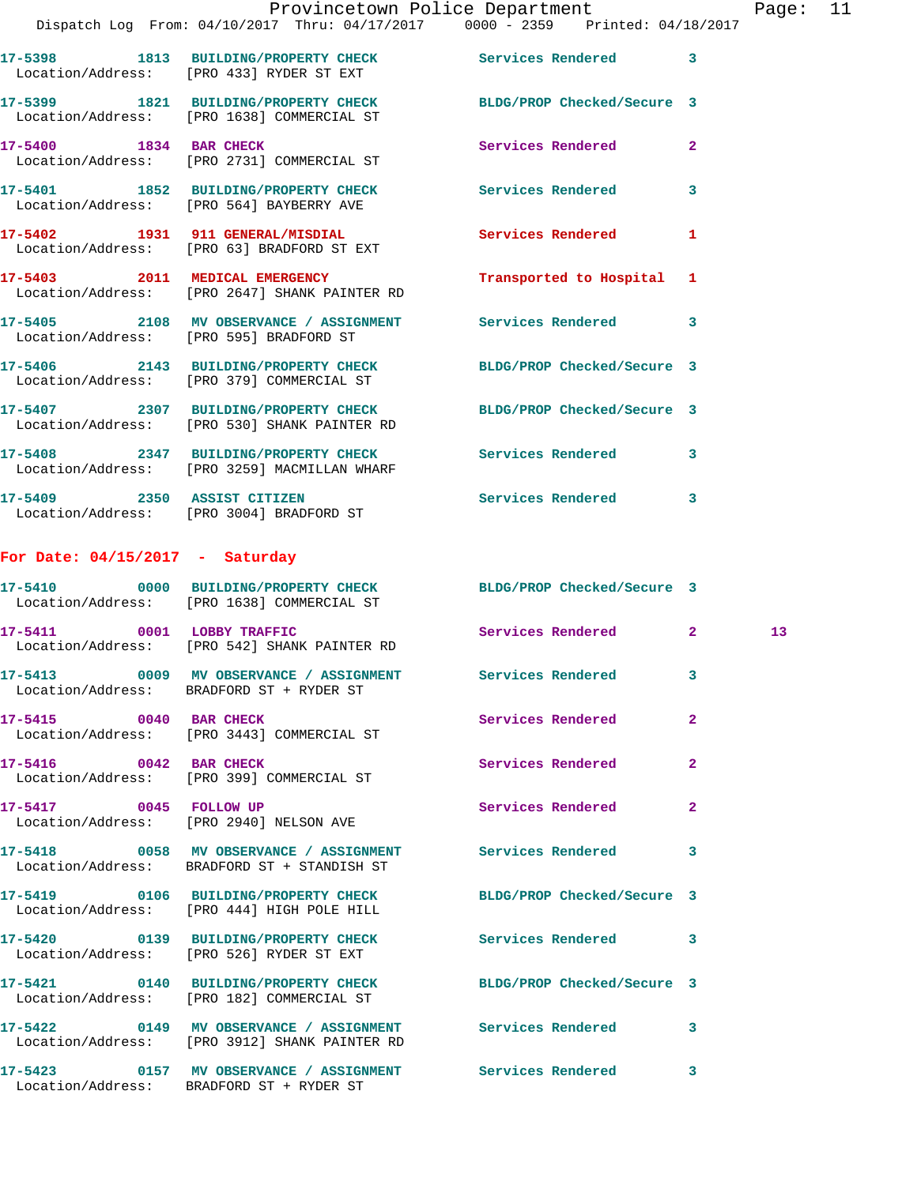17-5398 1813 BUILDING/PROPERTY CHECK Services Rendered 3
Location/Address: [PRO 433] RYDER ST EXT

17-5399 1821 BUILDING/PROPERTY CHECK BLDG/PROP Checked/Secure 3
Location/Address: [PRO 1638] COMMERCIAL ST

17-5400 1834 BAR CHECK Services Rendered 2
Location/Address: [PRO 2731] COMMERCIAL ST

17-5401 1852 BUILDING/PROPERTY CHECK Services Rendered 3
Location/Address: [PRO 564] BAYBERRY AVE

17-5402 1931 911 GENERAL/MISDIAL Services Rendered 1
Location/Address: [PRO 63] BRADFORD ST EXT

17-5403 2011 MEDICAL EMERGENCY Transported to Hospital 1
Location/Address: [PRO 2647] SHANK PAINTER RD

17-5405 2108 MV OBSERVANCE / ASSIGNMENT Services Rendered 3
Location/Address: [PRO 595] BRADFORD ST

17-5406 2143 BUILDING/PROPERTY CHECK BLDG/PROP Checked/Secure 3
Location/Address: [PRO 379] COMMERCIAL ST

17-5407 2307 BUILDING/PROPERTY CHECK BLDG/PROP Checked/Secure 3
Location/Address: [PRO 530] SHANK PAINTER RD

17-5408 2347 BUILDING/PROPERTY CHECK Services Rendered 3
Location/Address: [PRO 3259] MACMILLAN WHARF

17-5409 2350 ASSIST CITIZEN Services Rendered 3
Location/Address: [PRO 3004] BRADFORD ST

## For Date: 04/15/2017 - Saturday

17-5410 0000 BUILDING/PROPERTY CHECK BLDG/PROP Checked/Secure 3
Location/Address: [PRO 1638] COMMERCIAL ST

17-5411 0001 LOBBY TRAFFIC Services Rendered 2 13
Location/Address: [PRO 542] SHANK PAINTER RD

17-5413 0009 MV OBSERVANCE / ASSIGNMENT Services Rendered 3
Location/Address: BRADFORD ST + RYDER ST

17-5415 0040 BAR CHECK Services Rendered 2
Location/Address: [PRO 3443] COMMERCIAL ST

17-5416 0042 BAR CHECK Services Rendered 2
Location/Address: [PRO 399] COMMERCIAL ST

17-5417 0045 FOLLOW UP Services Rendered 2
Location/Address: [PRO 2940] NELSON AVE

17-5418 0058 MV OBSERVANCE / ASSIGNMENT Services Rendered 3
Location/Address: BRADFORD ST + STANDISH ST

17-5419 0106 BUILDING/PROPERTY CHECK BLDG/PROP Checked/Secure 3
Location/Address: [PRO 444] HIGH POLE HILL

17-5420 0139 BUILDING/PROPERTY CHECK Services Rendered 3
Location/Address: [PRO 526] RYDER ST EXT

17-5421 0140 BUILDING/PROPERTY CHECK BLDG/PROP Checked/Secure 3
Location/Address: [PRO 182] COMMERCIAL ST

17-5422 0149 MV OBSERVANCE / ASSIGNMENT Services Rendered 3
Location/Address: [PRO 3912] SHANK PAINTER RD

17-5423 0157 MV OBSERVANCE / ASSIGNMENT Services Rendered 3
Location/Address: BRADFORD ST + RYDER ST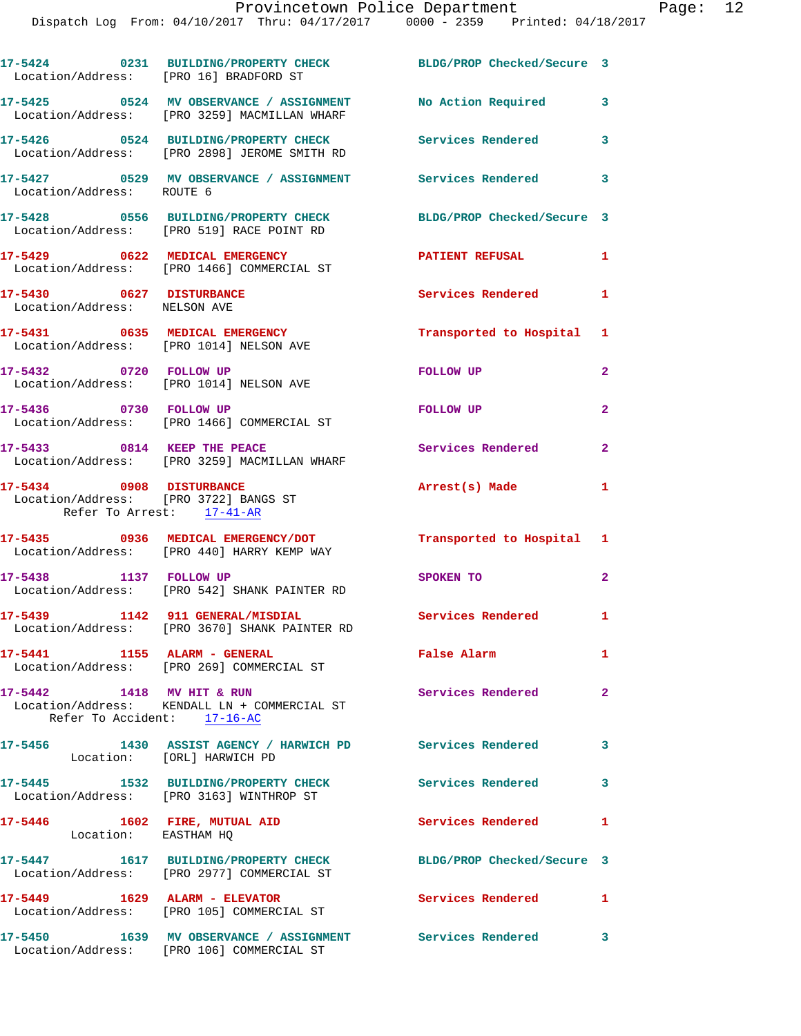17-5424 0231 BUILDING/PROPERTY CHECK BLDG/PROP Checked/Secure 3
Location/Address: [PRO 16] BRADFORD ST

17-5425 0524 MV OBSERVANCE / ASSIGNMENT No Action Required 3
Location/Address: [PRO 3259] MACMILLAN WHARF

17-5426 0524 BUILDING/PROPERTY CHECK Services Rendered 3
Location/Address: [PRO 2898] JEROME SMITH RD

17-5427 0529 MV OBSERVANCE / ASSIGNMENT Services Rendered 3
Location/Address: ROUTE 6

17-5428 0556 BUILDING/PROPERTY CHECK BLDG/PROP Checked/Secure 3
Location/Address: [PRO 519] RACE POINT RD

17-5429 0622 MEDICAL EMERGENCY PATIENT REFUSAL 1
Location/Address: [PRO 1466] COMMERCIAL ST

17-5430 0627 DISTURBANCE Services Rendered 1
Location/Address: NELSON AVE

17-5431 0635 MEDICAL EMERGENCY Transported to Hospital 1
Location/Address: [PRO 1014] NELSON AVE

17-5432 0720 FOLLOW UP FOLLOW UP 2
Location/Address: [PRO 1014] NELSON AVE

17-5436 0730 FOLLOW UP FOLLOW UP 2
Location/Address: [PRO 1466] COMMERCIAL ST

17-5433 0814 KEEP THE PEACE Services Rendered 2
Location/Address: [PRO 3259] MACMILLAN WHARF

17-5434 0908 DISTURBANCE Arrest(s) Made 1
Location/Address: [PRO 3722] BANGS ST
Refer To Arrest: 17-41-AR

17-5435 0936 MEDICAL EMERGENCY/DOT Transported to Hospital 1
Location/Address: [PRO 440] HARRY KEMP WAY

17-5438 1137 FOLLOW UP SPOKEN TO 2
Location/Address: [PRO 542] SHANK PAINTER RD

17-5439 1142 911 GENERAL/MISDIAL Services Rendered 1
Location/Address: [PRO 3670] SHANK PAINTER RD

17-5441 1155 ALARM - GENERAL False Alarm 1
Location/Address: [PRO 269] COMMERCIAL ST

17-5442 1418 MV HIT & RUN Services Rendered 2
Location/Address: KENDALL LN + COMMERCIAL ST
Refer To Accident: 17-16-AC

17-5456 1430 ASSIST AGENCY / HARWICH PD Services Rendered 3
Location: [ORL] HARWICH PD

17-5445 1532 BUILDING/PROPERTY CHECK Services Rendered 3
Location/Address: [PRO 3163] WINTHROP ST

17-5446 1602 FIRE, MUTUAL AID Services Rendered 1
Location: EASTHAM HQ

17-5447 1617 BUILDING/PROPERTY CHECK BLDG/PROP Checked/Secure 3
Location/Address: [PRO 2977] COMMERCIAL ST

17-5449 1629 ALARM - ELEVATOR Services Rendered 1
Location/Address: [PRO 105] COMMERCIAL ST

17-5450 1639 MV OBSERVANCE / ASSIGNMENT Services Rendered 3
Location/Address: [PRO 106] COMMERCIAL ST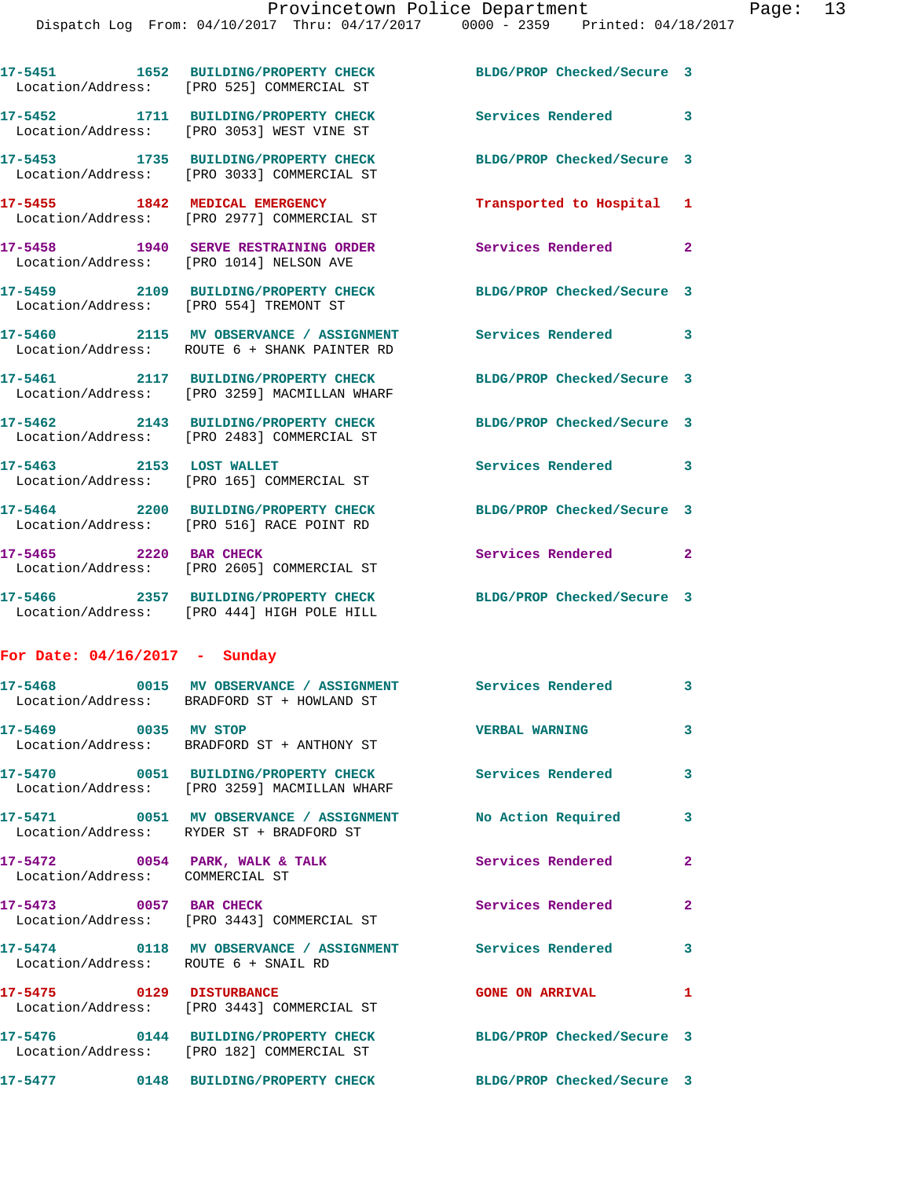17-5451 1652 BUILDING/PROPERTY CHECK BLDG/PROP Checked/Secure 3
Location/Address: [PRO 525] COMMERCIAL ST

17-5452 1711 BUILDING/PROPERTY CHECK Services Rendered 3
Location/Address: [PRO 3053] WEST VINE ST

17-5453 1735 BUILDING/PROPERTY CHECK BLDG/PROP Checked/Secure 3
Location/Address: [PRO 3033] COMMERCIAL ST

17-5455 1842 MEDICAL EMERGENCY Transported to Hospital 1
Location/Address: [PRO 2977] COMMERCIAL ST

17-5458 1940 SERVE RESTRAINING ORDER Services Rendered 2
Location/Address: [PRO 1014] NELSON AVE

17-5459 2109 BUILDING/PROPERTY CHECK BLDG/PROP Checked/Secure 3
Location/Address: [PRO 554] TREMONT ST

17-5460 2115 MV OBSERVANCE / ASSIGNMENT Services Rendered 3
Location/Address: ROUTE 6 + SHANK PAINTER RD

17-5461 2117 BUILDING/PROPERTY CHECK BLDG/PROP Checked/Secure 3
Location/Address: [PRO 3259] MACMILLAN WHARF

17-5462 2143 BUILDING/PROPERTY CHECK BLDG/PROP Checked/Secure 3
Location/Address: [PRO 2483] COMMERCIAL ST

17-5463 2153 LOST WALLET Services Rendered 3
Location/Address: [PRO 165] COMMERCIAL ST

17-5464 2200 BUILDING/PROPERTY CHECK BLDG/PROP Checked/Secure 3
Location/Address: [PRO 516] RACE POINT RD

17-5465 2220 BAR CHECK Services Rendered 2
Location/Address: [PRO 2605] COMMERCIAL ST

17-5466 2357 BUILDING/PROPERTY CHECK BLDG/PROP Checked/Secure 3
Location/Address: [PRO 444] HIGH POLE HILL

**For Date: 04/16/2017 - Sunday**

17-5468 0015 MV OBSERVANCE / ASSIGNMENT Services Rendered 3
Location/Address: BRADFORD ST + HOWLAND ST

17-5469 0035 MV STOP VERBAL WARNING 3
Location/Address: BRADFORD ST + ANTHONY ST

17-5470 0051 BUILDING/PROPERTY CHECK Services Rendered 3
Location/Address: [PRO 3259] MACMILLAN WHARF

17-5471 0051 MV OBSERVANCE / ASSIGNMENT No Action Required 3
Location/Address: RYDER ST + BRADFORD ST

17-5472 0054 PARK, WALK & TALK Services Rendered 2
Location/Address: COMMERCIAL ST

17-5473 0057 BAR CHECK Services Rendered 2
Location/Address: [PRO 3443] COMMERCIAL ST

17-5474 0118 MV OBSERVANCE / ASSIGNMENT Services Rendered 3
Location/Address: ROUTE 6 + SNAIL RD

17-5475 0129 DISTURBANCE GONE ON ARRIVAL 1
Location/Address: [PRO 3443] COMMERCIAL ST

17-5476 0144 BUILDING/PROPERTY CHECK BLDG/PROP Checked/Secure 3
Location/Address: [PRO 182] COMMERCIAL ST

17-5477 0148 BUILDING/PROPERTY CHECK BLDG/PROP Checked/Secure 3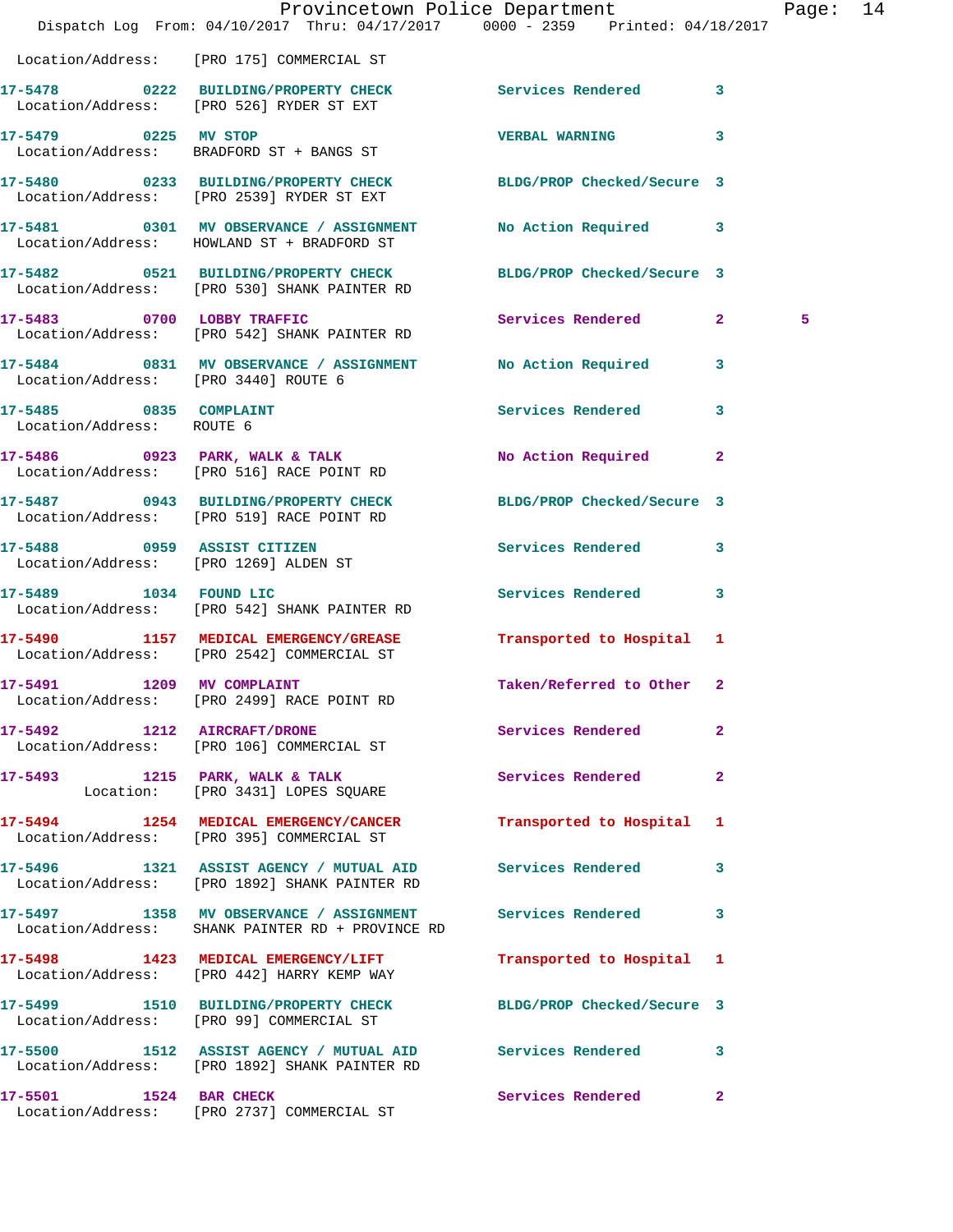Location/Address: [PRO 175] COMMERCIAL ST

17-5478 0222 BUILDING/PROPERTY CHECK Services Rendered 3
Location/Address: [PRO 526] RYDER ST EXT

17-5479 0225 MV STOP VERBAL WARNING 3
Location/Address: BRADFORD ST + BANGS ST

17-5480 0233 BUILDING/PROPERTY CHECK BLDG/PROP Checked/Secure 3
Location/Address: [PRO 2539] RYDER ST EXT

17-5481 0301 MV OBSERVANCE / ASSIGNMENT No Action Required 3
Location/Address: HOWLAND ST + BRADFORD ST

17-5482 0521 BUILDING/PROPERTY CHECK BLDG/PROP Checked/Secure 3
Location/Address: [PRO 530] SHANK PAINTER RD

17-5483 0700 LOBBY TRAFFIC Services Rendered 2 5
Location/Address: [PRO 542] SHANK PAINTER RD

17-5484 0831 MV OBSERVANCE / ASSIGNMENT No Action Required 3
Location/Address: [PRO 3440] ROUTE 6

17-5485 0835 COMPLAINT Services Rendered 3
Location/Address: ROUTE 6

17-5486 0923 PARK, WALK & TALK No Action Required 2
Location/Address: [PRO 516] RACE POINT RD

17-5487 0943 BUILDING/PROPERTY CHECK BLDG/PROP Checked/Secure 3
Location/Address: [PRO 519] RACE POINT RD

17-5488 0959 ASSIST CITIZEN Services Rendered 3
Location/Address: [PRO 1269] ALDEN ST

17-5489 1034 FOUND LIC Services Rendered 3
Location/Address: [PRO 542] SHANK PAINTER RD

17-5490 1157 MEDICAL EMERGENCY/GREASE Transported to Hospital 1
Location/Address: [PRO 2542] COMMERCIAL ST

17-5491 1209 MV COMPLAINT Taken/Referred to Other 2
Location/Address: [PRO 2499] RACE POINT RD

17-5492 1212 AIRCRAFT/DRONE Services Rendered 2
Location/Address: [PRO 106] COMMERCIAL ST

17-5493 1215 PARK, WALK & TALK Services Rendered 2
Location: [PRO 3431] LOPES SQUARE

17-5494 1254 MEDICAL EMERGENCY/CANCER Transported to Hospital 1
Location/Address: [PRO 395] COMMERCIAL ST

17-5496 1321 ASSIST AGENCY / MUTUAL AID Services Rendered 3
Location/Address: [PRO 1892] SHANK PAINTER RD

17-5497 1358 MV OBSERVANCE / ASSIGNMENT Services Rendered 3
Location/Address: SHANK PAINTER RD + PROVINCE RD

17-5498 1423 MEDICAL EMERGENCY/LIFT Transported to Hospital 1
Location/Address: [PRO 442] HARRY KEMP WAY

17-5499 1510 BUILDING/PROPERTY CHECK BLDG/PROP Checked/Secure 3
Location/Address: [PRO 99] COMMERCIAL ST

17-5500 1512 ASSIST AGENCY / MUTUAL AID Services Rendered 3
Location/Address: [PRO 1892] SHANK PAINTER RD

17-5501 1524 BAR CHECK Services Rendered 2
Location/Address: [PRO 2737] COMMERCIAL ST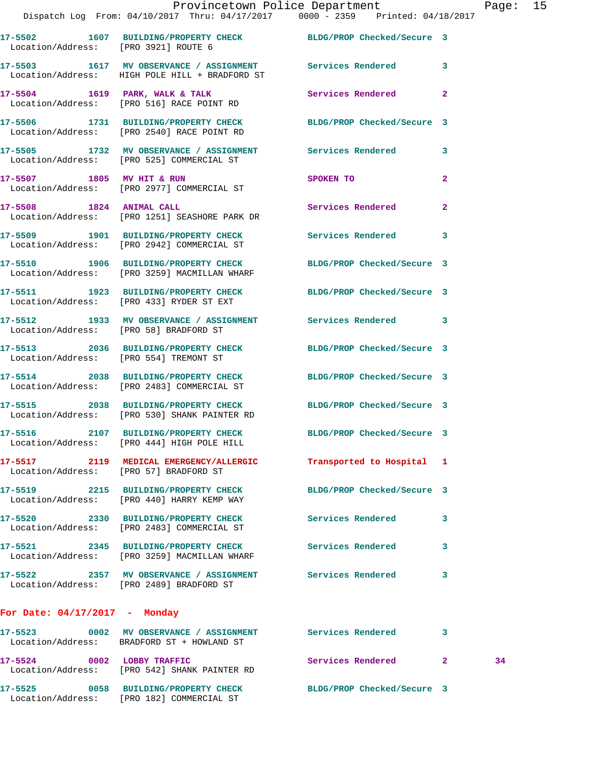17-5502 1607 BUILDING/PROPERTY CHECK BLDG/PROP Checked/Secure 3
Location/Address: [PRO 3921] ROUTE 6

17-5503 1617 MV OBSERVANCE / ASSIGNMENT Services Rendered 3
Location/Address: HIGH POLE HILL + BRADFORD ST

17-5504 1619 PARK, WALK & TALK Services Rendered 2
Location/Address: [PRO 516] RACE POINT RD

17-5506 1731 BUILDING/PROPERTY CHECK BLDG/PROP Checked/Secure 3
Location/Address: [PRO 2540] RACE POINT RD

17-5505 1732 MV OBSERVANCE / ASSIGNMENT Services Rendered 3
Location/Address: [PRO 525] COMMERCIAL ST

17-5507 1805 MV HIT & RUN SPOKEN TO 2
Location/Address: [PRO 2977] COMMERCIAL ST

17-5508 1824 ANIMAL CALL Services Rendered 2
Location/Address: [PRO 1251] SEASHORE PARK DR

17-5509 1901 BUILDING/PROPERTY CHECK Services Rendered 3
Location/Address: [PRO 2942] COMMERCIAL ST

17-5510 1906 BUILDING/PROPERTY CHECK BLDG/PROP Checked/Secure 3
Location/Address: [PRO 3259] MACMILLAN WHARF

17-5511 1923 BUILDING/PROPERTY CHECK BLDG/PROP Checked/Secure 3
Location/Address: [PRO 433] RYDER ST EXT

17-5512 1933 MV OBSERVANCE / ASSIGNMENT Services Rendered 3
Location/Address: [PRO 58] BRADFORD ST

17-5513 2036 BUILDING/PROPERTY CHECK BLDG/PROP Checked/Secure 3
Location/Address: [PRO 554] TREMONT ST

17-5514 2038 BUILDING/PROPERTY CHECK BLDG/PROP Checked/Secure 3
Location/Address: [PRO 2483] COMMERCIAL ST

17-5515 2038 BUILDING/PROPERTY CHECK BLDG/PROP Checked/Secure 3
Location/Address: [PRO 530] SHANK PAINTER RD

17-5516 2107 BUILDING/PROPERTY CHECK BLDG/PROP Checked/Secure 3
Location/Address: [PRO 444] HIGH POLE HILL

17-5517 2119 MEDICAL EMERGENCY/ALLERGIC Transported to Hospital 1
Location/Address: [PRO 57] BRADFORD ST

17-5519 2215 BUILDING/PROPERTY CHECK BLDG/PROP Checked/Secure 3
Location/Address: [PRO 440] HARRY KEMP WAY

17-5520 2330 BUILDING/PROPERTY CHECK Services Rendered 3
Location/Address: [PRO 2483] COMMERCIAL ST

17-5521 2345 BUILDING/PROPERTY CHECK Services Rendered 3
Location/Address: [PRO 3259] MACMILLAN WHARF

17-5522 2357 MV OBSERVANCE / ASSIGNMENT Services Rendered 3
Location/Address: [PRO 2489] BRADFORD ST

**For Date: 04/17/2017 - Monday**

17-5523 0002 MV OBSERVANCE / ASSIGNMENT Services Rendered 3
Location/Address: BRADFORD ST + HOWLAND ST

17-5524 0002 LOBBY TRAFFIC Services Rendered 2 34
Location/Address: [PRO 542] SHANK PAINTER RD

17-5525 0058 BUILDING/PROPERTY CHECK BLDG/PROP Checked/Secure 3
Location/Address: [PRO 182] COMMERCIAL ST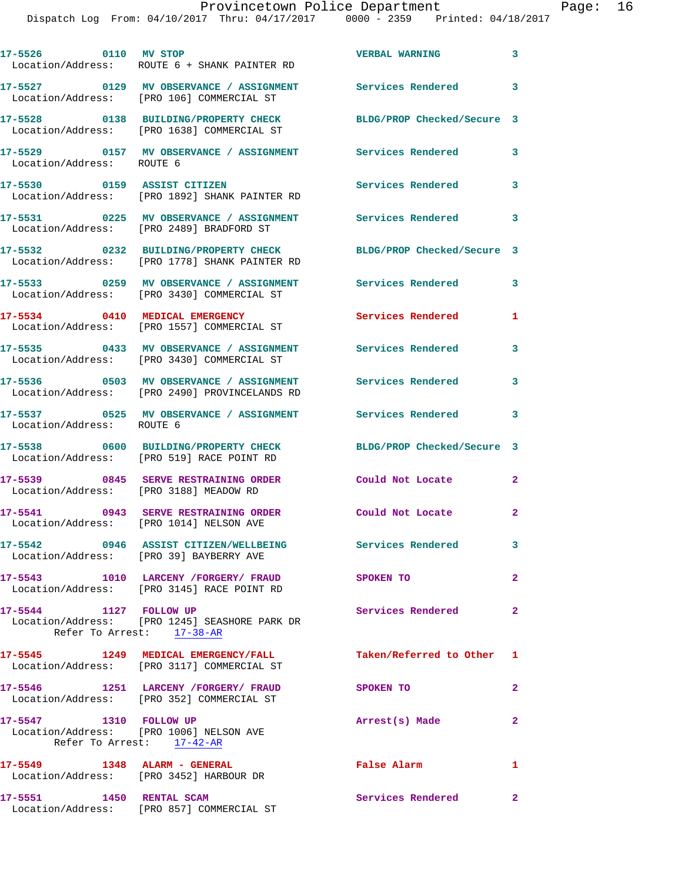17-5526 0110 MV STOP VERBAL WARNING 3
Location/Address: ROUTE 6 + SHANK PAINTER RD

17-5527 0129 MV OBSERVANCE / ASSIGNMENT Services Rendered 3
Location/Address: [PRO 106] COMMERCIAL ST

17-5528 0138 BUILDING/PROPERTY CHECK BLDG/PROP Checked/Secure 3
Location/Address: [PRO 1638] COMMERCIAL ST

17-5529 0157 MV OBSERVANCE / ASSIGNMENT Services Rendered 3
Location/Address: ROUTE 6

17-5530 0159 ASSIST CITIZEN Services Rendered 3
Location/Address: [PRO 1892] SHANK PAINTER RD

17-5531 0225 MV OBSERVANCE / ASSIGNMENT Services Rendered 3
Location/Address: [PRO 2489] BRADFORD ST

17-5532 0232 BUILDING/PROPERTY CHECK BLDG/PROP Checked/Secure 3
Location/Address: [PRO 1778] SHANK PAINTER RD

17-5533 0259 MV OBSERVANCE / ASSIGNMENT Services Rendered 3
Location/Address: [PRO 3430] COMMERCIAL ST

17-5534 0410 MEDICAL EMERGENCY Services Rendered 1
Location/Address: [PRO 1557] COMMERCIAL ST

17-5535 0433 MV OBSERVANCE / ASSIGNMENT Services Rendered 3
Location/Address: [PRO 3430] COMMERCIAL ST

17-5536 0503 MV OBSERVANCE / ASSIGNMENT Services Rendered 3
Location/Address: [PRO 2490] PROVINCELANDS RD

17-5537 0525 MV OBSERVANCE / ASSIGNMENT Services Rendered 3
Location/Address: ROUTE 6

17-5538 0600 BUILDING/PROPERTY CHECK BLDG/PROP Checked/Secure 3
Location/Address: [PRO 519] RACE POINT RD

17-5539 0845 SERVE RESTRAINING ORDER Could Not Locate 2
Location/Address: [PRO 3188] MEADOW RD

17-5541 0943 SERVE RESTRAINING ORDER Could Not Locate 2
Location/Address: [PRO 1014] NELSON AVE

17-5542 0946 ASSIST CITIZEN/WELLBEING Services Rendered 3
Location/Address: [PRO 39] BAYBERRY AVE

17-5543 1010 LARCENY /FORGERY/ FRAUD SPOKEN TO 2
Location/Address: [PRO 3145] RACE POINT RD

17-5544 1127 FOLLOW UP Services Rendered 2
Location/Address: [PRO 1245] SEASHORE PARK DR
Refer To Arrest: 17-38-AR

17-5545 1249 MEDICAL EMERGENCY/FALL Taken/Referred to Other 1
Location/Address: [PRO 3117] COMMERCIAL ST

17-5546 1251 LARCENY /FORGERY/ FRAUD SPOKEN TO 2
Location/Address: [PRO 352] COMMERCIAL ST

17-5547 1310 FOLLOW UP Arrest(s) Made 2
Location/Address: [PRO 1006] NELSON AVE
Refer To Arrest: 17-42-AR

17-5549 1348 ALARM - GENERAL False Alarm 1
Location/Address: [PRO 3452] HARBOUR DR

17-5551 1450 RENTAL SCAM Services Rendered 2
Location/Address: [PRO 857] COMMERCIAL ST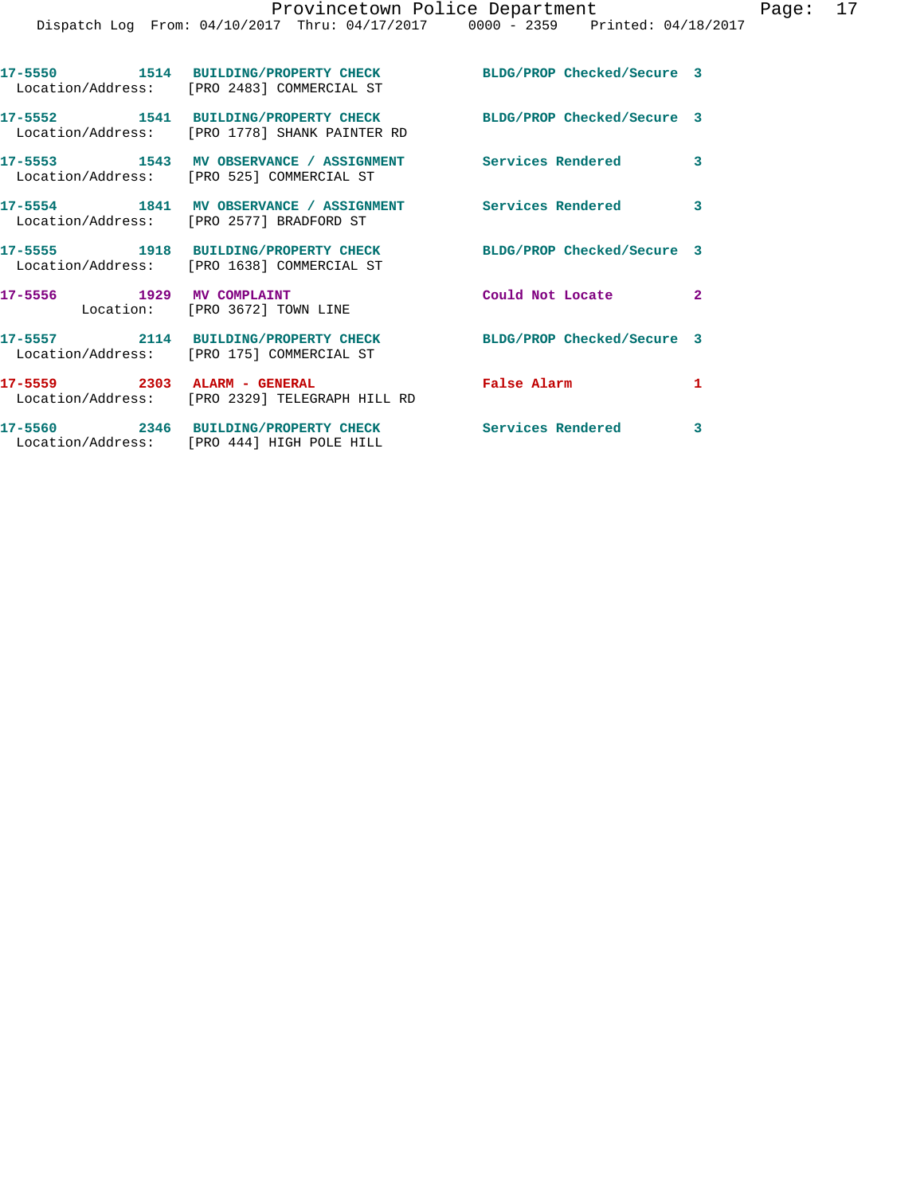17-5550 1514 BUILDING/PROPERTY CHECK BLDG/PROP Checked/Secure 3
Location/Address: [PRO 2483] COMMERCIAL ST

17-5552 1541 BUILDING/PROPERTY CHECK BLDG/PROP Checked/Secure 3
Location/Address: [PRO 1778] SHANK PAINTER RD

17-5553 1543 MV OBSERVANCE / ASSIGNMENT Services Rendered 3
Location/Address: [PRO 525] COMMERCIAL ST

17-5554 1841 MV OBSERVANCE / ASSIGNMENT Services Rendered 3
Location/Address: [PRO 2577] BRADFORD ST

17-5555 1918 BUILDING/PROPERTY CHECK BLDG/PROP Checked/Secure 3
Location/Address: [PRO 1638] COMMERCIAL ST

17-5556 1929 MV COMPLAINT Could Not Locate 2
Location: [PRO 3672] TOWN LINE

17-5557 2114 BUILDING/PROPERTY CHECK BLDG/PROP Checked/Secure 3
Location/Address: [PRO 175] COMMERCIAL ST

17-5559 2303 ALARM - GENERAL False Alarm 1
Location/Address: [PRO 2329] TELEGRAPH HILL RD

17-5560 2346 BUILDING/PROPERTY CHECK Services Rendered 3
Location/Address: [PRO 444] HIGH POLE HILL